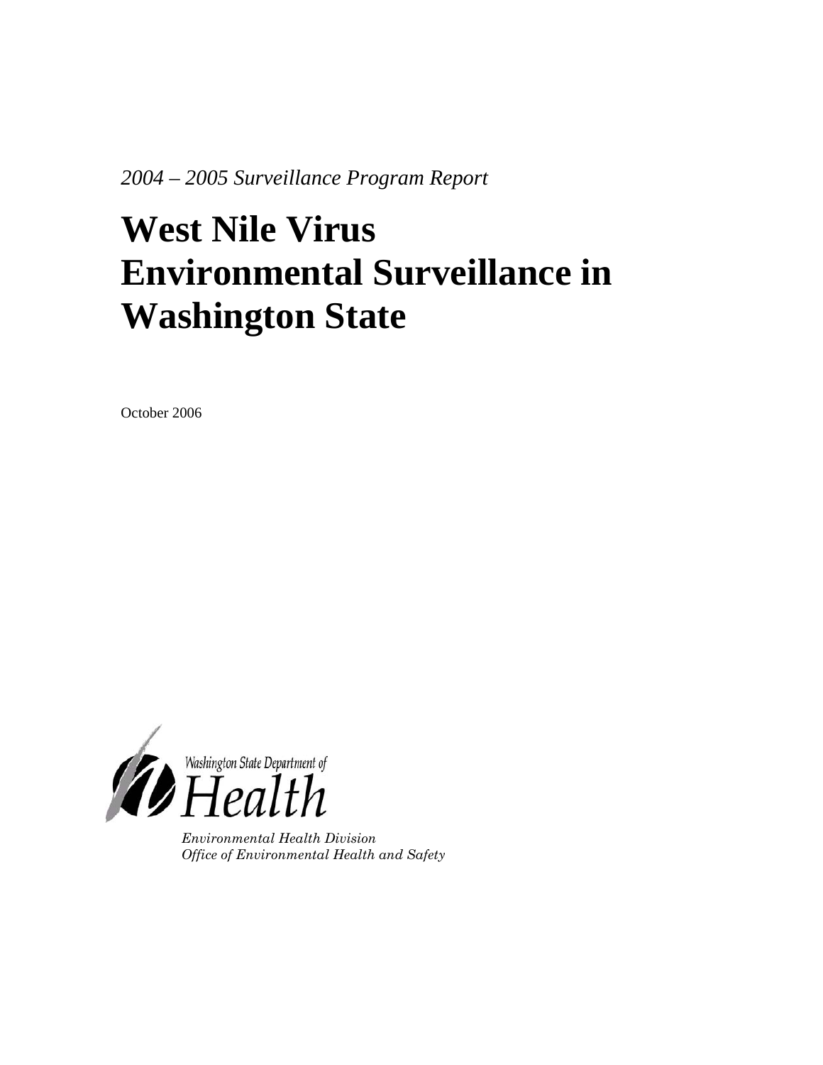*2004 – 2005 Surveillance Program Report*

# West Nile Virus Environmental Surveillance in Washington State

October 2006

Washington State Department of Health

*Environmental Health Division*
*Office of Environmental Health and Safety*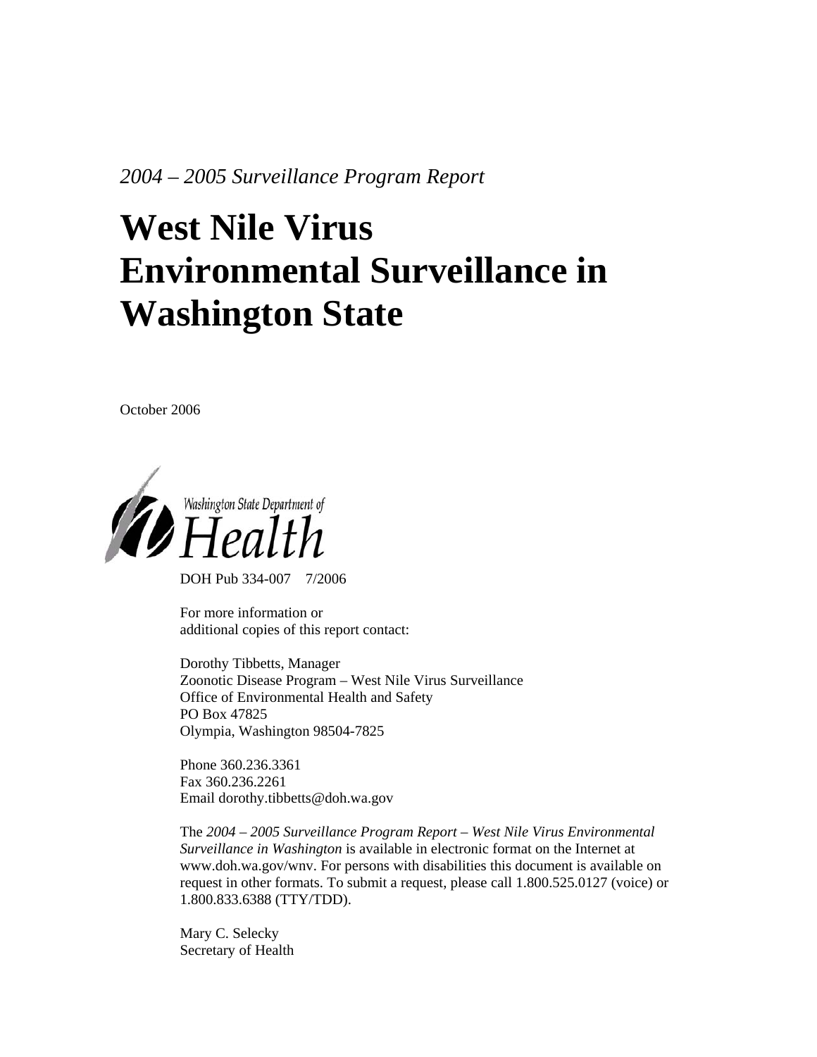*2004 – 2005 Surveillance Program Report*

# West Nile Virus Environmental Surveillance in Washington State

October 2006

Washington State Department of Health

DOH Pub 334-007 7/2006

For more information or additional copies of this report contact:

Dorothy Tibbetts, Manager
Zoonotic Disease Program – West Nile Virus Surveillance
Office of Environmental Health and Safety
PO Box 47825
Olympia, Washington 98504-7825

Phone 360.236.3361
Fax 360.236.2261
Email dorothy.tibbetts@doh.wa.gov

The *2004 – 2005 Surveillance Program Report – West Nile Virus Environmental Surveillance in Washington* is available in electronic format on the Internet at www.doh.wa.gov/wnv. For persons with disabilities this document is available on request in other formats. To submit a request, please call 1.800.525.0127 (voice) or 1.800.833.6388 (TTY/TDD).

Mary C. Selecky
Secretary of Health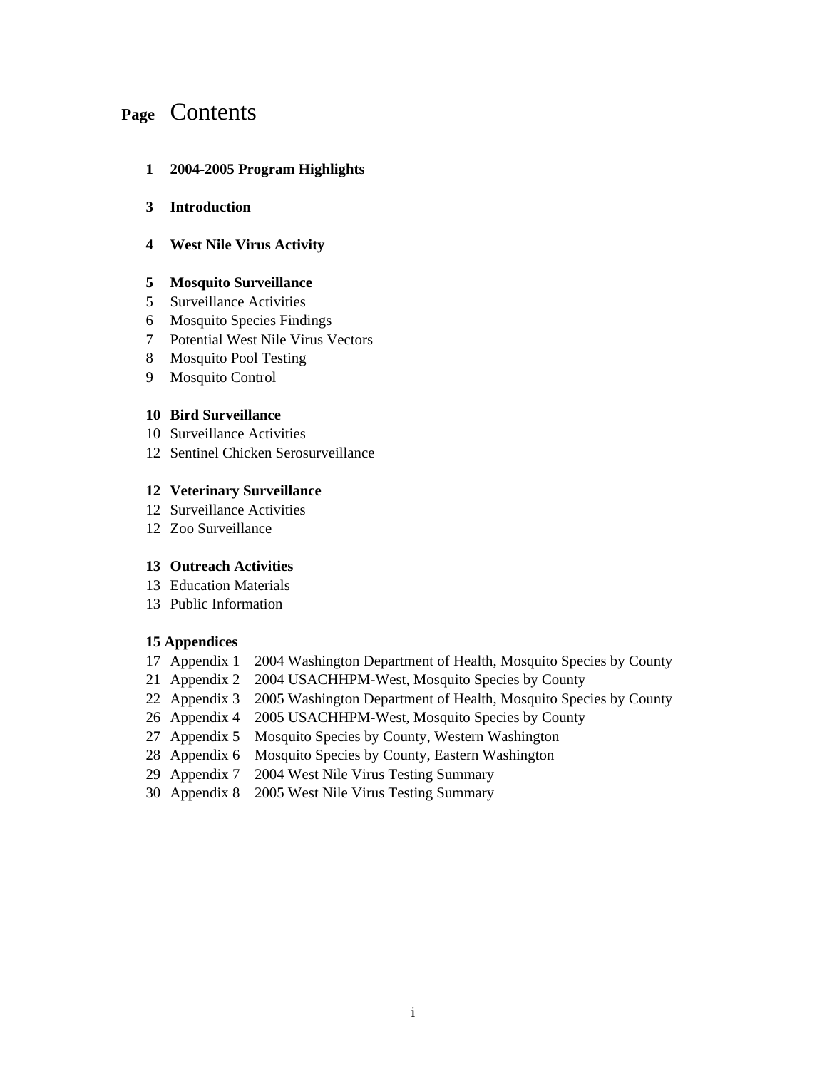# Contents

| Page | |
|---|---|
| **1** | **2004-2005 Program Highlights** |
| **3** | **Introduction** |
| **4** | **West Nile Virus Activity** |
| **5** | **Mosquito Surveillance** |
| 5 | Surveillance Activities |
| 6 | Mosquito Species Findings |
| 7 | Potential West Nile Virus Vectors |
| 8 | Mosquito Pool Testing |
| 9 | Mosquito Control |
| **10** | **Bird Surveillance** |
| 10 | Surveillance Activities |
| 12 | Sentinel Chicken Serosurveillance |
| **12** | **Veterinary Surveillance** |
| 12 | Surveillance Activities |
| 12 | Zoo Surveillance |
| **13** | **Outreach Activities** |
| 13 | Education Materials |
| 13 | Public Information |
| **15** | **Appendices** |
| 17 | Appendix 1 2004 Washington Department of Health, Mosquito Species by County |
| 21 | Appendix 2 2004 USACHHPM-West, Mosquito Species by County |
| 22 | Appendix 3 2005 Washington Department of Health, Mosquito Species by County |
| 26 | Appendix 4 2005 USACHHPM-West, Mosquito Species by County |
| 27 | Appendix 5 Mosquito Species by County, Western Washington |
| 28 | Appendix 6 Mosquito Species by County, Eastern Washington |
| 29 | Appendix 7 2004 West Nile Virus Testing Summary |
| 30 | Appendix 8 2005 West Nile Virus Testing Summary |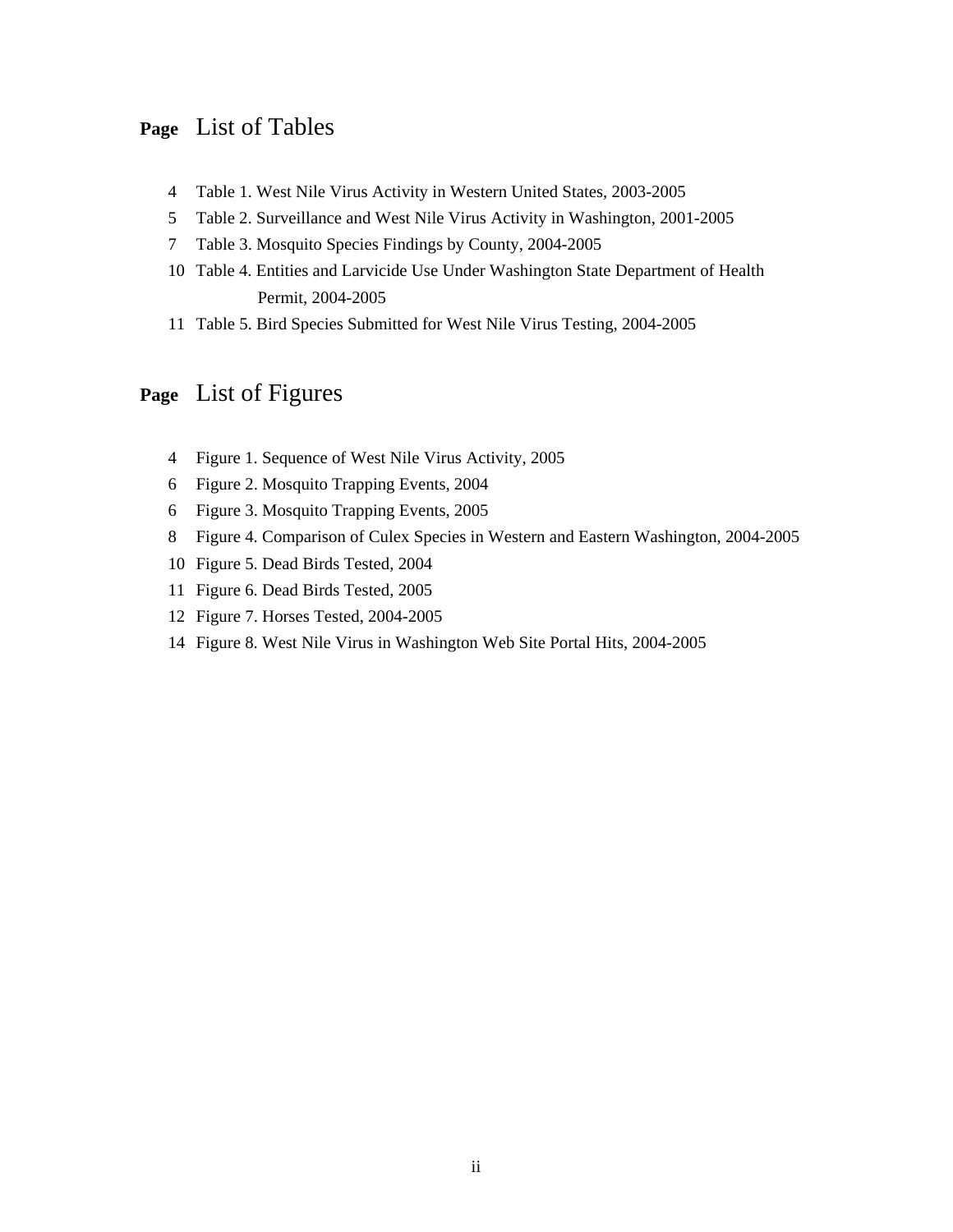## Page List of Tables

| Page | |
|---|---|
| 4 | Table 1. West Nile Virus Activity in Western United States, 2003-2005 |
| 5 | Table 2. Surveillance and West Nile Virus Activity in Washington, 2001-2005 |
| 7 | Table 3. Mosquito Species Findings by County, 2004-2005 |
| 10 | Table 4. Entities and Larvicide Use Under Washington State Department of Health Permit, 2004-2005 |
| 11 | Table 5. Bird Species Submitted for West Nile Virus Testing, 2004-2005 |

## Page List of Figures

| Page | |
|---|---|
| 4 | Figure 1. Sequence of West Nile Virus Activity, 2005 |
| 6 | Figure 2. Mosquito Trapping Events, 2004 |
| 6 | Figure 3. Mosquito Trapping Events, 2005 |
| 8 | Figure 4. Comparison of Culex Species in Western and Eastern Washington, 2004-2005 |
| 10 | Figure 5. Dead Birds Tested, 2004 |
| 11 | Figure 6. Dead Birds Tested, 2005 |
| 12 | Figure 7. Horses Tested, 2004-2005 |
| 14 | Figure 8. West Nile Virus in Washington Web Site Portal Hits, 2004-2005 |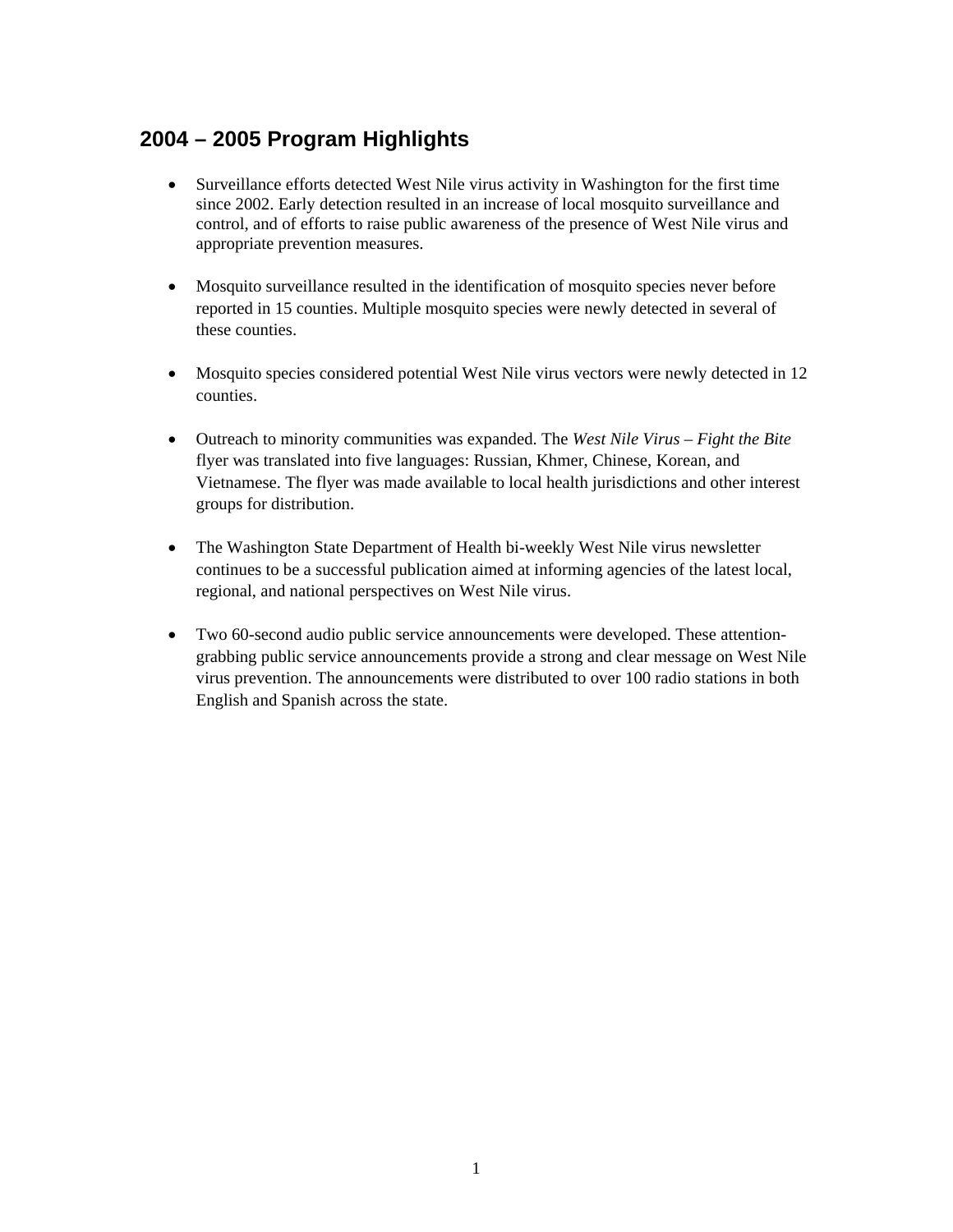## 2004 – 2005 Program Highlights

- Surveillance efforts detected West Nile virus activity in Washington for the first time since 2002. Early detection resulted in an increase of local mosquito surveillance and control, and of efforts to raise public awareness of the presence of West Nile virus and appropriate prevention measures.

- Mosquito surveillance resulted in the identification of mosquito species never before reported in 15 counties. Multiple mosquito species were newly detected in several of these counties.

- Mosquito species considered potential West Nile virus vectors were newly detected in 12 counties.

- Outreach to minority communities was expanded. The *West Nile Virus – Fight the Bite* flyer was translated into five languages: Russian, Khmer, Chinese, Korean, and Vietnamese. The flyer was made available to local health jurisdictions and other interest groups for distribution.

- The Washington State Department of Health bi-weekly West Nile virus newsletter continues to be a successful publication aimed at informing agencies of the latest local, regional, and national perspectives on West Nile virus.

- Two 60-second audio public service announcements were developed. These attention-grabbing public service announcements provide a strong and clear message on West Nile virus prevention. The announcements were distributed to over 100 radio stations in both English and Spanish across the state.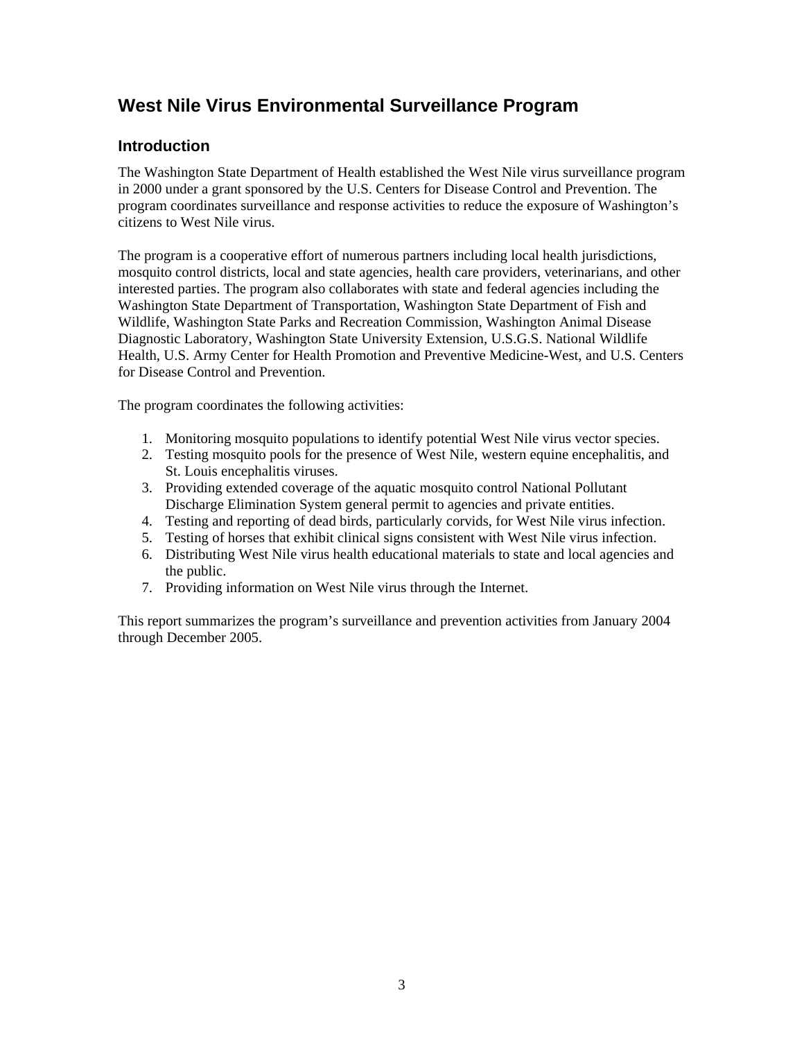# West Nile Virus Environmental Surveillance Program

## Introduction

The Washington State Department of Health established the West Nile virus surveillance program in 2000 under a grant sponsored by the U.S. Centers for Disease Control and Prevention. The program coordinates surveillance and response activities to reduce the exposure of Washington's citizens to West Nile virus.

The program is a cooperative effort of numerous partners including local health jurisdictions, mosquito control districts, local and state agencies, health care providers, veterinarians, and other interested parties. The program also collaborates with state and federal agencies including the Washington State Department of Transportation, Washington State Department of Fish and Wildlife, Washington State Parks and Recreation Commission, Washington Animal Disease Diagnostic Laboratory, Washington State University Extension, U.S.G.S. National Wildlife Health, U.S. Army Center for Health Promotion and Preventive Medicine-West, and U.S. Centers for Disease Control and Prevention.

The program coordinates the following activities:

1. Monitoring mosquito populations to identify potential West Nile virus vector species.
2. Testing mosquito pools for the presence of West Nile, western equine encephalitis, and St. Louis encephalitis viruses.
3. Providing extended coverage of the aquatic mosquito control National Pollutant Discharge Elimination System general permit to agencies and private entities.
4. Testing and reporting of dead birds, particularly corvids, for West Nile virus infection.
5. Testing of horses that exhibit clinical signs consistent with West Nile virus infection.
6. Distributing West Nile virus health educational materials to state and local agencies and the public.
7. Providing information on West Nile virus through the Internet.

This report summarizes the program's surveillance and prevention activities from January 2004 through December 2005.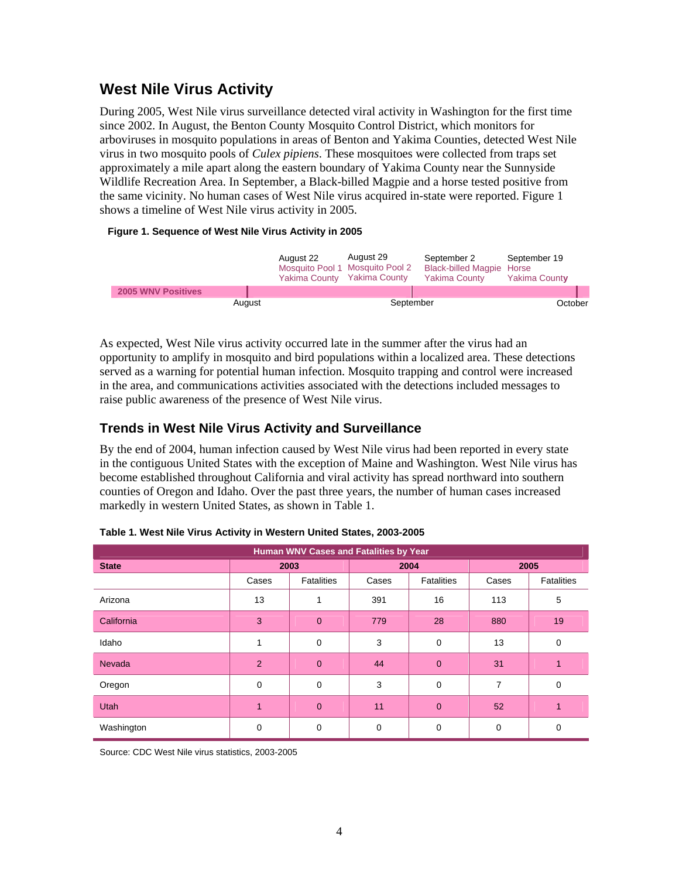## West Nile Virus Activity

During 2005, West Nile virus surveillance detected viral activity in Washington for the first time since 2002. In August, the Benton County Mosquito Control District, which monitors for arboviruses in mosquito populations in areas of Benton and Yakima Counties, detected West Nile virus in two mosquito pools of *Culex pipiens*. These mosquitoes were collected from traps set approximately a mile apart along the eastern boundary of Yakima County near the Sunnyside Wildlife Recreation Area. In September, a Black-billed Magpie and a horse tested positive from the same vicinity. No human cases of West Nile virus acquired in-state were reported. Figure 1 shows a timeline of West Nile virus activity in 2005.

**Figure 1. Sequence of West Nile Virus Activity in 2005**

| | August 22 | August 29 | September 2 | September 19 |
|---|---|---|---|---|
| 2005 WNV Positives | Mosquito Pool 1, Yakima County | Mosquito Pool 2, Yakima County | Black-billed Magpie, Yakima County | Horse, Yakima County |

August — September — October

As expected, West Nile virus activity occurred late in the summer after the virus had an opportunity to amplify in mosquito and bird populations within a localized area. These detections served as a warning for potential human infection. Mosquito trapping and control were increased in the area, and communications activities associated with the detections included messages to raise public awareness of the presence of West Nile virus.

### Trends in West Nile Virus Activity and Surveillance

By the end of 2004, human infection caused by West Nile virus had been reported in every state in the contiguous United States with the exception of Maine and Washington. West Nile virus has become established throughout California and viral activity has spread northward into southern counties of Oregon and Idaho. Over the past three years, the number of human cases increased markedly in western United States, as shown in Table 1.

**Table 1. West Nile Virus Activity in Western United States, 2003-2005**

| Human WNV Cases and Fatalities by Year | | | | | | |
|---|---|---|---|---|---|---|
| **State** | **2003** | | **2004** | | **2005** | |
| | Cases | Fatalities | Cases | Fatalities | Cases | Fatalities |
| Arizona | 13 | 1 | 391 | 16 | 113 | 5 |
| California | 3 | 0 | 779 | 28 | 880 | 19 |
| Idaho | 1 | 0 | 3 | 0 | 13 | 0 |
| Nevada | 2 | 0 | 44 | 0 | 31 | 1 |
| Oregon | 0 | 0 | 3 | 0 | 7 | 0 |
| Utah | 1 | 0 | 11 | 0 | 52 | 1 |
| Washington | 0 | 0 | 0 | 0 | 0 | 0 |

Source: CDC West Nile virus statistics, 2003-2005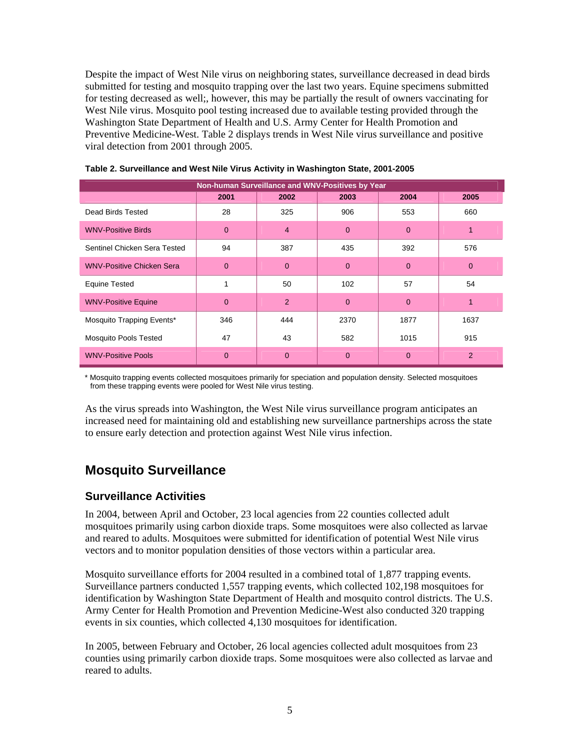Despite the impact of West Nile virus on neighboring states, surveillance decreased in dead birds submitted for testing and mosquito trapping over the last two years. Equine specimens submitted for testing decreased as well;, however, this may be partially the result of owners vaccinating for West Nile virus. Mosquito pool testing increased due to available testing provided through the Washington State Department of Health and U.S. Army Center for Health Promotion and Preventive Medicine-West. Table 2 displays trends in West Nile virus surveillance and positive viral detection from 2001 through 2005.

**Table 2. Surveillance and West Nile Virus Activity in Washington State, 2001-2005**

| Non-human Surveillance and WNV-Positives by Year | | | | | |
|---|---|---|---|---|---|
| | 2001 | 2002 | 2003 | 2004 | 2005 |
| Dead Birds Tested | 28 | 325 | 906 | 553 | 660 |
| WNV-Positive Birds | 0 | 4 | 0 | 0 | 1 |
| Sentinel Chicken Sera Tested | 94 | 387 | 435 | 392 | 576 |
| WNV-Positive Chicken Sera | 0 | 0 | 0 | 0 | 0 |
| Equine Tested | 1 | 50 | 102 | 57 | 54 |
| WNV-Positive Equine | 0 | 2 | 0 | 0 | 1 |
| Mosquito Trapping Events* | 346 | 444 | 2370 | 1877 | 1637 |
| Mosquito Pools Tested | 47 | 43 | 582 | 1015 | 915 |
| WNV-Positive Pools | 0 | 0 | 0 | 0 | 2 |

\* Mosquito trapping events collected mosquitoes primarily for speciation and population density. Selected mosquitoes from these trapping events were pooled for West Nile virus testing.

As the virus spreads into Washington, the West Nile virus surveillance program anticipates an increased need for maintaining old and establishing new surveillance partnerships across the state to ensure early detection and protection against West Nile virus infection.

## Mosquito Surveillance

### Surveillance Activities

In 2004, between April and October, 23 local agencies from 22 counties collected adult mosquitoes primarily using carbon dioxide traps. Some mosquitoes were also collected as larvae and reared to adults. Mosquitoes were submitted for identification of potential West Nile virus vectors and to monitor population densities of those vectors within a particular area.

Mosquito surveillance efforts for 2004 resulted in a combined total of 1,877 trapping events. Surveillance partners conducted 1,557 trapping events, which collected 102,198 mosquitoes for identification by Washington State Department of Health and mosquito control districts. The U.S. Army Center for Health Promotion and Prevention Medicine-West also conducted 320 trapping events in six counties, which collected 4,130 mosquitoes for identification.

In 2005, between February and October, 26 local agencies collected adult mosquitoes from 23 counties using primarily carbon dioxide traps. Some mosquitoes were also collected as larvae and reared to adults.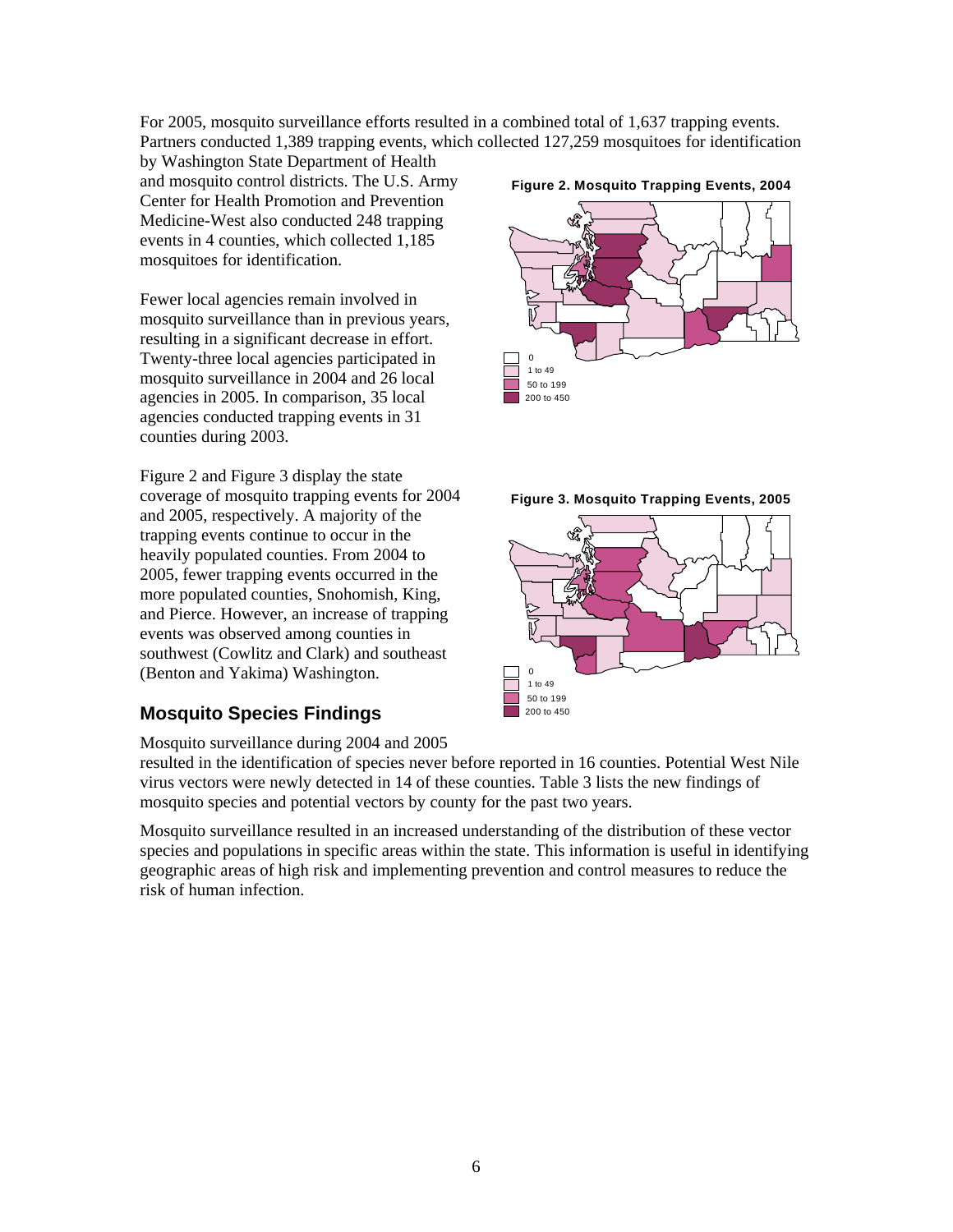For 2005, mosquito surveillance efforts resulted in a combined total of 1,637 trapping events. Partners conducted 1,389 trapping events, which collected 127,259 mosquitoes for identification by Washington State Department of Health and mosquito control districts. The U.S. Army Center for Health Promotion and Prevention Medicine-West also conducted 248 trapping events in 4 counties, which collected 1,185 mosquitoes for identification.

Fewer local agencies remain involved in mosquito surveillance than in previous years, resulting in a significant decrease in effort. Twenty-three local agencies participated in mosquito surveillance in 2004 and 26 local agencies in 2005. In comparison, 35 local agencies conducted trapping events in 31 counties during 2003.

**Figure 2. Mosquito Trapping Events, 2004**

0
1 to 49
50 to 199
200 to 450

Figure 2 and Figure 3 display the state coverage of mosquito trapping events for 2004 and 2005, respectively. A majority of the trapping events continue to occur in the heavily populated counties. From 2004 to 2005, fewer trapping events occurred in the more populated counties, Snohomish, King, and Pierce. However, an increase of trapping events was observed among counties in southwest (Cowlitz and Clark) and southeast (Benton and Yakima) Washington.

**Figure 3. Mosquito Trapping Events, 2005**

0
1 to 49
50 to 199
200 to 450

## Mosquito Species Findings

Mosquito surveillance during 2004 and 2005 resulted in the identification of species never before reported in 16 counties. Potential West Nile virus vectors were newly detected in 14 of these counties. Table 3 lists the new findings of mosquito species and potential vectors by county for the past two years.

Mosquito surveillance resulted in an increased understanding of the distribution of these vector species and populations in specific areas within the state. This information is useful in identifying geographic areas of high risk and implementing prevention and control measures to reduce the risk of human infection.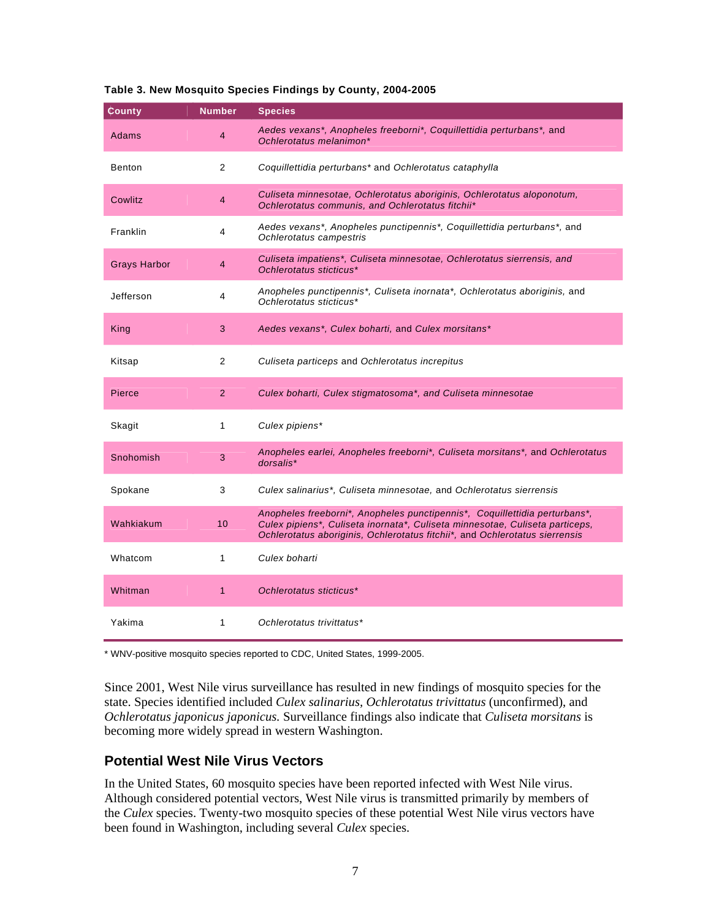**Table 3. New Mosquito Species Findings by County, 2004-2005**

| County | Number | Species |
|---|---|---|
| Adams | 4 | *Aedes vexans*\*, *Anopheles freeborni*\*, *Coquillettidia perturbans*\*, and *Ochlerotatus melanimon*\* |
| Benton | 2 | *Coquillettidia perturbans*\* and *Ochlerotatus cataphylla* |
| Cowlitz | 4 | *Culiseta minnesotae, Ochlerotatus aboriginis, Ochlerotatus aloponotum, Ochlerotatus communis, and Ochlerotatus fitchii*\* |
| Franklin | 4 | *Aedes vexans*\*, *Anopheles punctipennis*\*, *Coquillettidia perturbans*\*, and *Ochlerotatus campestris* |
| Grays Harbor | 4 | *Culiseta impatiens*\*, *Culiseta minnesotae, Ochlerotatus sierrensis, and Ochlerotatus sticticus*\* |
| Jefferson | 4 | *Anopheles punctipennis*\*, *Culiseta inornata*\*, *Ochlerotatus aboriginis*, and *Ochlerotatus sticticus*\* |
| King | 3 | *Aedes vexans*\*, *Culex boharti*, and *Culex morsitans*\* |
| Kitsap | 2 | *Culiseta particeps* and *Ochlerotatus increpitus* |
| Pierce | 2 | *Culex boharti, Culex stigmatosoma*\*, *and Culiseta minnesotae* |
| Skagit | 1 | *Culex pipiens*\* |
| Snohomish | 3 | *Anopheles earlei, Anopheles freeborni*\*, *Culiseta morsitans*\*, and *Ochlerotatus dorsalis*\* |
| Spokane | 3 | *Culex salinarius*\*, *Culiseta minnesotae*, and *Ochlerotatus sierrensis* |
| Wahkiakum | 10 | *Anopheles freeborni*\*, *Anopheles punctipennis*\*, *Coquillettidia perturbans*\*, *Culex pipiens*\*, *Culiseta inornata*\*, *Culiseta minnesotae, Culiseta particeps, Ochlerotatus aboriginis, Ochlerotatus fitchii*\*, and *Ochlerotatus sierrensis* |
| Whatcom | 1 | *Culex boharti* |
| Whitman | 1 | *Ochlerotatus sticticus*\* |
| Yakima | 1 | *Ochlerotatus trivittatus*\* |

\* WNV-positive mosquito species reported to CDC, United States, 1999-2005.

Since 2001, West Nile virus surveillance has resulted in new findings of mosquito species for the state. Species identified included *Culex salinarius, Ochlerotatus trivittatus* (unconfirmed), and *Ochlerotatus japonicus japonicus.* Surveillance findings also indicate that *Culiseta morsitans* is becoming more widely spread in western Washington.

## Potential West Nile Virus Vectors

In the United States, 60 mosquito species have been reported infected with West Nile virus. Although considered potential vectors, West Nile virus is transmitted primarily by members of the *Culex* species. Twenty-two mosquito species of these potential West Nile virus vectors have been found in Washington, including several *Culex* species.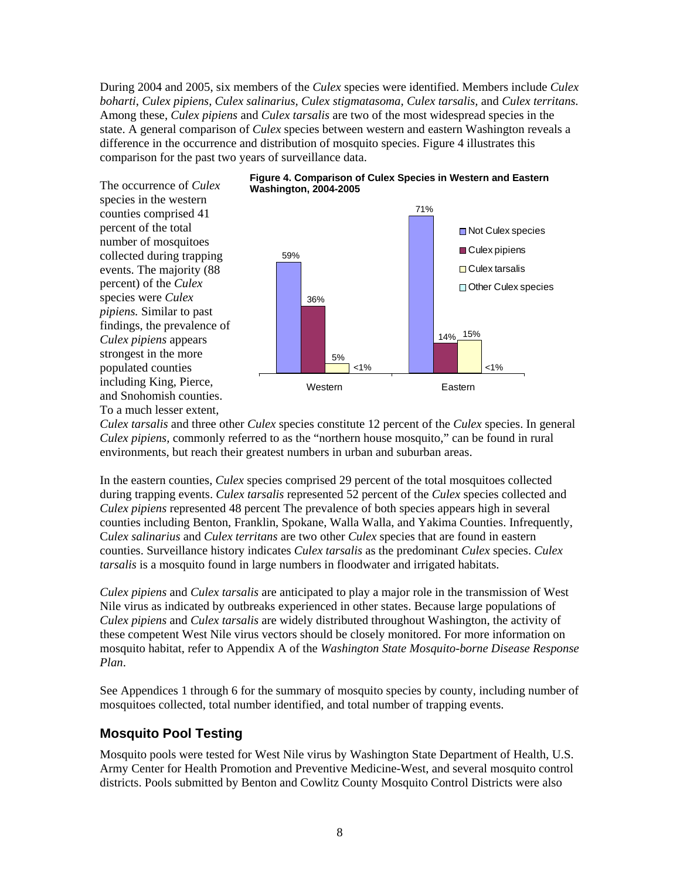During 2004 and 2005, six members of the *Culex* species were identified. Members include *Culex boharti*, *Culex pipiens*, *Culex salinarius*, *Culex stigmatasoma*, *Culex tarsalis*, and *Culex territans*. Among these, *Culex pipiens* and *Culex tarsalis* are two of the most widespread species in the state. A general comparison of *Culex* species between western and eastern Washington reveals a difference in the occurrence and distribution of mosquito species. Figure 4 illustrates this comparison for the past two years of surveillance data.

**Figure 4. Comparison of Culex Species in Western and Eastern Washington, 2004-2005**

| | Not Culex species | Culex pipiens | Culex tarsalis | Other Culex species |
|---|---|---|---|---|
| Western | 59% | 36% | 5% | <1% |
| Eastern | 71% | 14% | 15% | <1% |

The occurrence of *Culex* species in the western counties comprised 41 percent of the total number of mosquitoes collected during trapping events. The majority (88 percent) of the *Culex* species were *Culex pipiens.* Similar to past findings, the prevalence of *Culex pipiens* appears strongest in the more populated counties including King, Pierce, and Snohomish counties. To a much lesser extent, *Culex tarsalis* and three other *Culex* species constitute 12 percent of the *Culex* species. In general *Culex pipiens,* commonly referred to as the "northern house mosquito," can be found in rural environments, but reach their greatest numbers in urban and suburban areas.

In the eastern counties, *Culex* species comprised 29 percent of the total mosquitoes collected during trapping events. *Culex tarsalis* represented 52 percent of the *Culex* species collected and *Culex pipiens* represented 48 percent The prevalence of both species appears high in several counties including Benton, Franklin, Spokane, Walla Walla, and Yakima Counties. Infrequently, C*ulex salinarius* and *Culex territans* are two other *Culex* species that are found in eastern counties. Surveillance history indicates *Culex tarsalis* as the predominant *Culex* species. *Culex tarsalis* is a mosquito found in large numbers in floodwater and irrigated habitats.

*Culex pipiens* and *Culex tarsalis* are anticipated to play a major role in the transmission of West Nile virus as indicated by outbreaks experienced in other states. Because large populations of *Culex pipiens* and *Culex tarsalis* are widely distributed throughout Washington, the activity of these competent West Nile virus vectors should be closely monitored. For more information on mosquito habitat, refer to Appendix A of the *Washington State Mosquito-borne Disease Response Plan*.

See Appendices 1 through 6 for the summary of mosquito species by county, including number of mosquitoes collected, total number identified, and total number of trapping events.

## Mosquito Pool Testing

Mosquito pools were tested for West Nile virus by Washington State Department of Health, U.S. Army Center for Health Promotion and Preventive Medicine-West, and several mosquito control districts. Pools submitted by Benton and Cowlitz County Mosquito Control Districts were also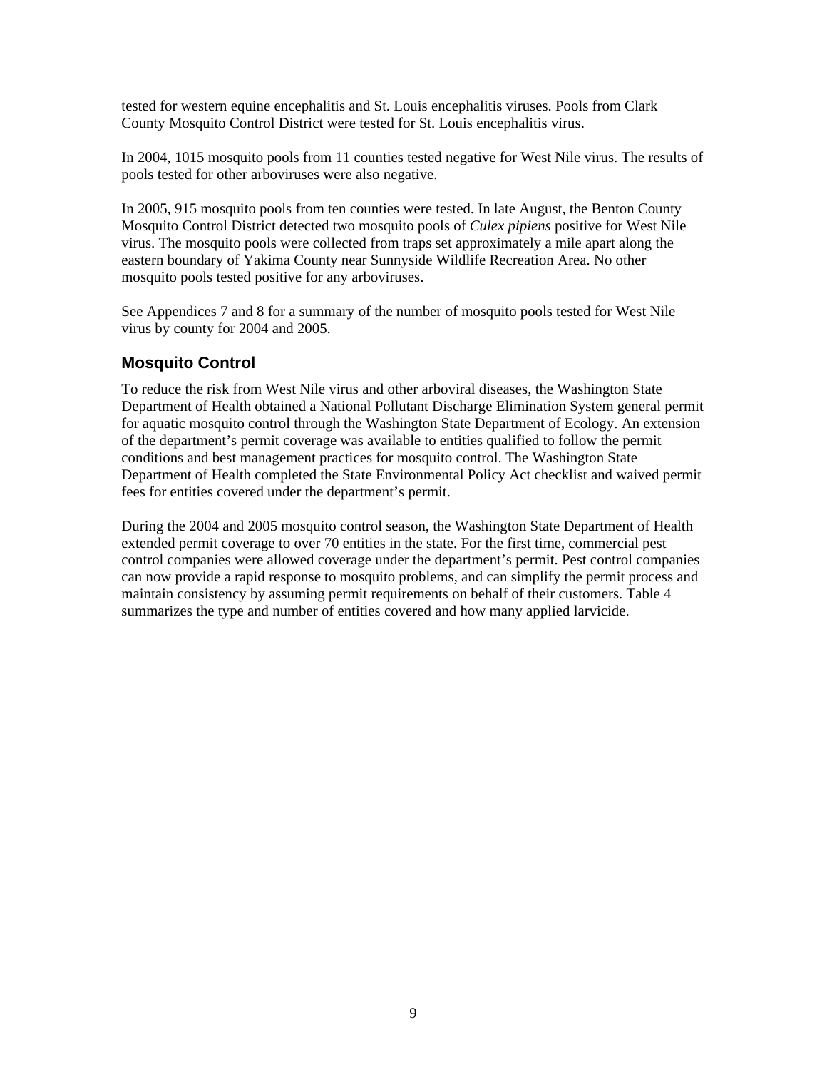tested for western equine encephalitis and St. Louis encephalitis viruses. Pools from Clark County Mosquito Control District were tested for St. Louis encephalitis virus.

In 2004, 1015 mosquito pools from 11 counties tested negative for West Nile virus. The results of pools tested for other arboviruses were also negative.

In 2005, 915 mosquito pools from ten counties were tested. In late August, the Benton County Mosquito Control District detected two mosquito pools of *Culex pipiens* positive for West Nile virus. The mosquito pools were collected from traps set approximately a mile apart along the eastern boundary of Yakima County near Sunnyside Wildlife Recreation Area. No other mosquito pools tested positive for any arboviruses.

See Appendices 7 and 8 for a summary of the number of mosquito pools tested for West Nile virus by county for 2004 and 2005.

## Mosquito Control

To reduce the risk from West Nile virus and other arboviral diseases, the Washington State Department of Health obtained a National Pollutant Discharge Elimination System general permit for aquatic mosquito control through the Washington State Department of Ecology. An extension of the department's permit coverage was available to entities qualified to follow the permit conditions and best management practices for mosquito control. The Washington State Department of Health completed the State Environmental Policy Act checklist and waived permit fees for entities covered under the department's permit.

During the 2004 and 2005 mosquito control season, the Washington State Department of Health extended permit coverage to over 70 entities in the state. For the first time, commercial pest control companies were allowed coverage under the department's permit. Pest control companies can now provide a rapid response to mosquito problems, and can simplify the permit process and maintain consistency by assuming permit requirements on behalf of their customers. Table 4 summarizes the type and number of entities covered and how many applied larvicide.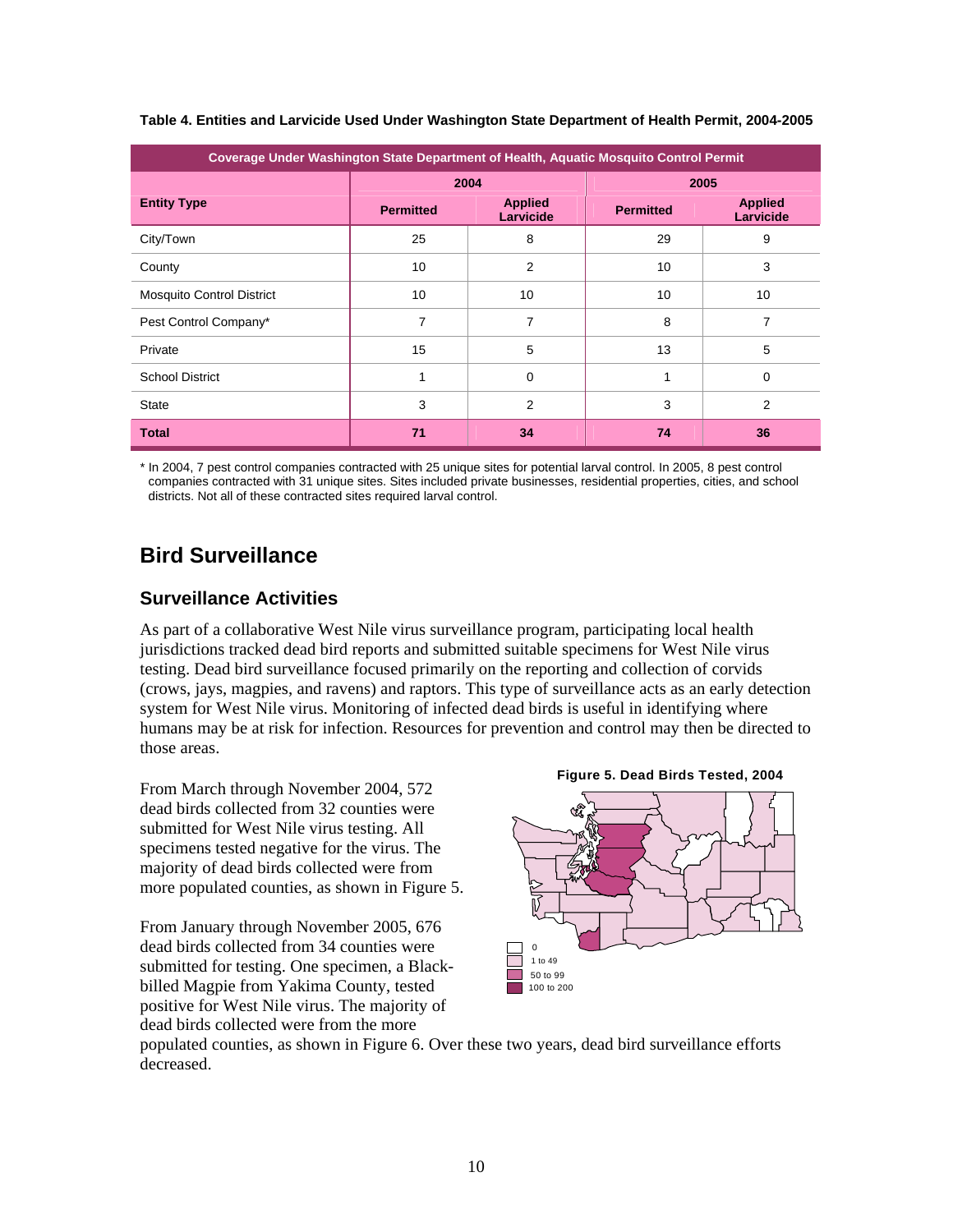**Table 4. Entities and Larvicide Used Under Washington State Department of Health Permit, 2004-2005**

| Coverage Under Washington State Department of Health, Aquatic Mosquito Control Permit | | | | |
|---|---|---|---|---|
| | 2004 | | 2005 | |
| **Entity Type** | **Permitted** | **Applied Larvicide** | **Permitted** | **Applied Larvicide** |
| City/Town | 25 | 8 | 29 | 9 |
| County | 10 | 2 | 10 | 3 |
| Mosquito Control District | 10 | 10 | 10 | 10 |
| Pest Control Company* | 7 | 7 | 8 | 7 |
| Private | 15 | 5 | 13 | 5 |
| School District | 1 | 0 | 1 | 0 |
| State | 3 | 2 | 3 | 2 |
| **Total** | **71** | **34** | **74** | **36** |

* In 2004, 7 pest control companies contracted with 25 unique sites for potential larval control. In 2005, 8 pest control companies contracted with 31 unique sites. Sites included private businesses, residential properties, cities, and school districts. Not all of these contracted sites required larval control.

# Bird Surveillance

## Surveillance Activities

As part of a collaborative West Nile virus surveillance program, participating local health jurisdictions tracked dead bird reports and submitted suitable specimens for West Nile virus testing. Dead bird surveillance focused primarily on the reporting and collection of corvids (crows, jays, magpies, and ravens) and raptors. This type of surveillance acts as an early detection system for West Nile virus. Monitoring of infected dead birds is useful in identifying where humans may be at risk for infection. Resources for prevention and control may then be directed to those areas.

From March through November 2004, 572 dead birds collected from 32 counties were submitted for West Nile virus testing. All specimens tested negative for the virus. The majority of dead birds collected were from more populated counties, as shown in Figure 5.

**Figure 5. Dead Birds Tested, 2004**

0
1 to 49
50 to 99
100 to 200

From January through November 2005, 676 dead birds collected from 34 counties were submitted for testing. One specimen, a Black-billed Magpie from Yakima County, tested positive for West Nile virus. The majority of dead birds collected were from the more populated counties, as shown in Figure 6. Over these two years, dead bird surveillance efforts decreased.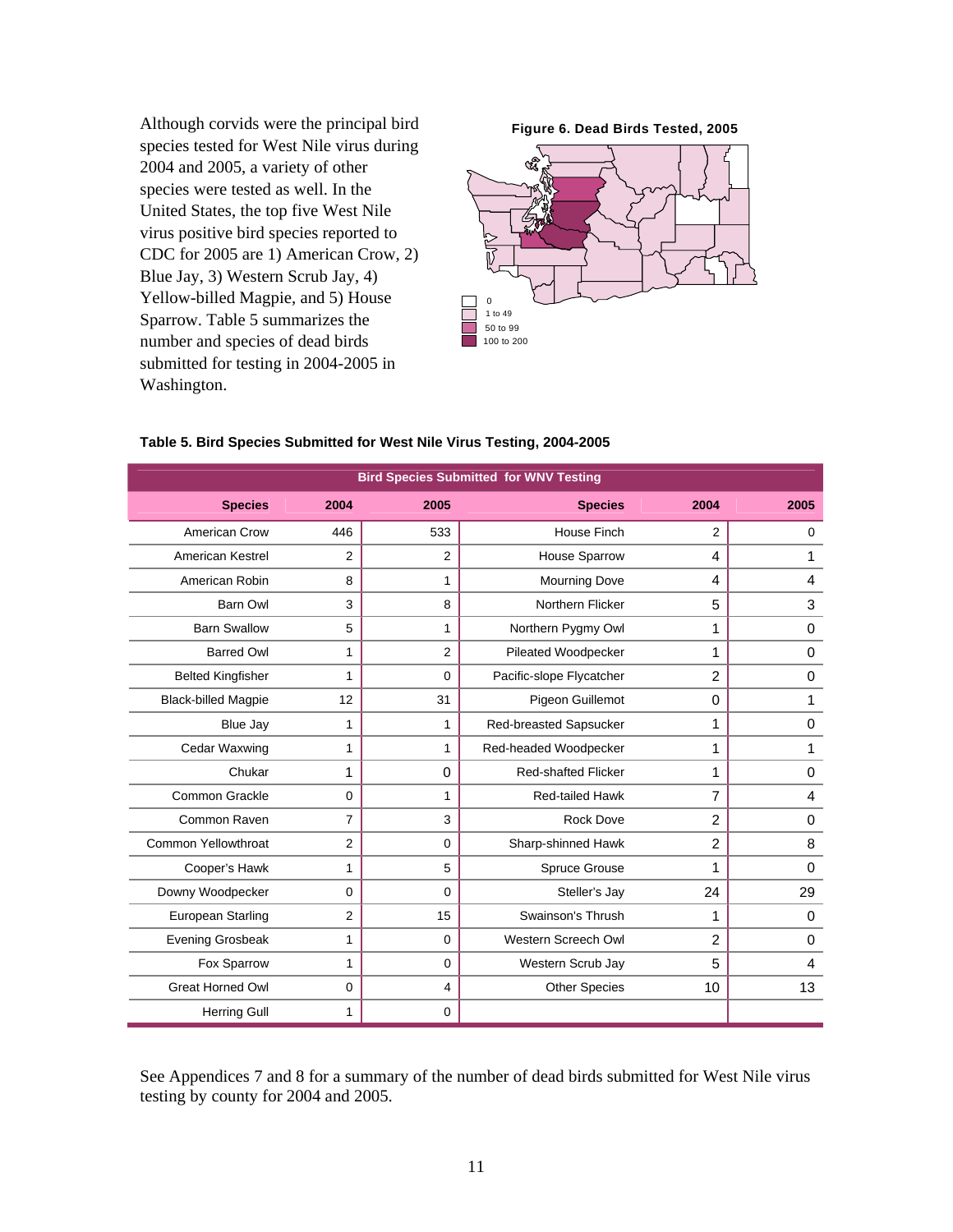Although corvids were the principal bird species tested for West Nile virus during 2004 and 2005, a variety of other species were tested as well. In the United States, the top five West Nile virus positive bird species reported to CDC for 2005 are 1) American Crow, 2) Blue Jay, 3) Western Scrub Jay, 4) Yellow-billed Magpie, and 5) House Sparrow. Table 5 summarizes the number and species of dead birds submitted for testing in 2004-2005 in Washington.

**Figure 6. Dead Birds Tested, 2005**

0
1 to 49
50 to 99
100 to 200

**Table 5. Bird Species Submitted for West Nile Virus Testing, 2004-2005**

| Bird Species Submitted for WNV Testing | | | | | |
|---|---|---|---|---|---|
| **Species** | **2004** | **2005** | **Species** | **2004** | **2005** |
| American Crow | 446 | 533 | House Finch | 2 | 0 |
| American Kestrel | 2 | 2 | House Sparrow | 4 | 1 |
| American Robin | 8 | 1 | Mourning Dove | 4 | 4 |
| Barn Owl | 3 | 8 | Northern Flicker | 5 | 3 |
| Barn Swallow | 5 | 1 | Northern Pygmy Owl | 1 | 0 |
| Barred Owl | 1 | 2 | Pileated Woodpecker | 1 | 0 |
| Belted Kingfisher | 1 | 0 | Pacific-slope Flycatcher | 2 | 0 |
| Black-billed Magpie | 12 | 31 | Pigeon Guillemot | 0 | 1 |
| Blue Jay | 1 | 1 | Red-breasted Sapsucker | 1 | 0 |
| Cedar Waxwing | 1 | 1 | Red-headed Woodpecker | 1 | 1 |
| Chukar | 1 | 0 | Red-shafted Flicker | 1 | 0 |
| Common Grackle | 0 | 1 | Red-tailed Hawk | 7 | 4 |
| Common Raven | 7 | 3 | Rock Dove | 2 | 0 |
| Common Yellowthroat | 2 | 0 | Sharp-shinned Hawk | 2 | 8 |
| Cooper's Hawk | 1 | 5 | Spruce Grouse | 1 | 0 |
| Downy Woodpecker | 0 | 0 | Steller's Jay | 24 | 29 |
| European Starling | 2 | 15 | Swainson's Thrush | 1 | 0 |
| Evening Grosbeak | 1 | 0 | Western Screech Owl | 2 | 0 |
| Fox Sparrow | 1 | 0 | Western Scrub Jay | 5 | 4 |
| Great Horned Owl | 0 | 4 | Other Species | 10 | 13 |
| Herring Gull | 1 | 0 | | | |

See Appendices 7 and 8 for a summary of the number of dead birds submitted for West Nile virus testing by county for 2004 and 2005.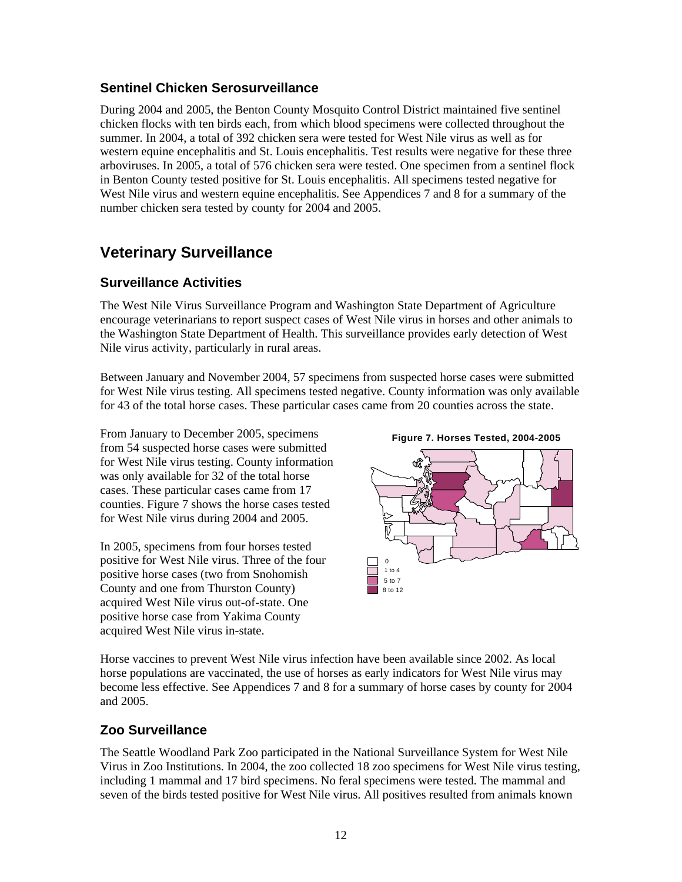### Sentinel Chicken Serosurveillance

During 2004 and 2005, the Benton County Mosquito Control District maintained five sentinel chicken flocks with ten birds each, from which blood specimens were collected throughout the summer. In 2004, a total of 392 chicken sera were tested for West Nile virus as well as for western equine encephalitis and St. Louis encephalitis. Test results were negative for these three arboviruses. In 2005, a total of 576 chicken sera were tested. One specimen from a sentinel flock in Benton County tested positive for St. Louis encephalitis. All specimens tested negative for West Nile virus and western equine encephalitis. See Appendices 7 and 8 for a summary of the number chicken sera tested by county for 2004 and 2005.

## Veterinary Surveillance

### Surveillance Activities

The West Nile Virus Surveillance Program and Washington State Department of Agriculture encourage veterinarians to report suspect cases of West Nile virus in horses and other animals to the Washington State Department of Health. This surveillance provides early detection of West Nile virus activity, particularly in rural areas.

Between January and November 2004, 57 specimens from suspected horse cases were submitted for West Nile virus testing. All specimens tested negative. County information was only available for 43 of the total horse cases. These particular cases came from 20 counties across the state.

From January to December 2005, specimens from 54 suspected horse cases were submitted for West Nile virus testing. County information was only available for 32 of the total horse cases. These particular cases came from 17 counties. Figure 7 shows the horse cases tested for West Nile virus during 2004 and 2005.

In 2005, specimens from four horses tested positive for West Nile virus. Three of the four positive horse cases (two from Snohomish County and one from Thurston County) acquired West Nile virus out-of-state. One positive horse case from Yakima County acquired West Nile virus in-state.

**Figure 7. Horses Tested, 2004-2005**

Horse vaccines to prevent West Nile virus infection have been available since 2002. As local horse populations are vaccinated, the use of horses as early indicators for West Nile virus may become less effective. See Appendices 7 and 8 for a summary of horse cases by county for 2004 and 2005.

### Zoo Surveillance

The Seattle Woodland Park Zoo participated in the National Surveillance System for West Nile Virus in Zoo Institutions. In 2004, the zoo collected 18 zoo specimens for West Nile virus testing, including 1 mammal and 17 bird specimens. No feral specimens were tested. The mammal and seven of the birds tested positive for West Nile virus. All positives resulted from animals known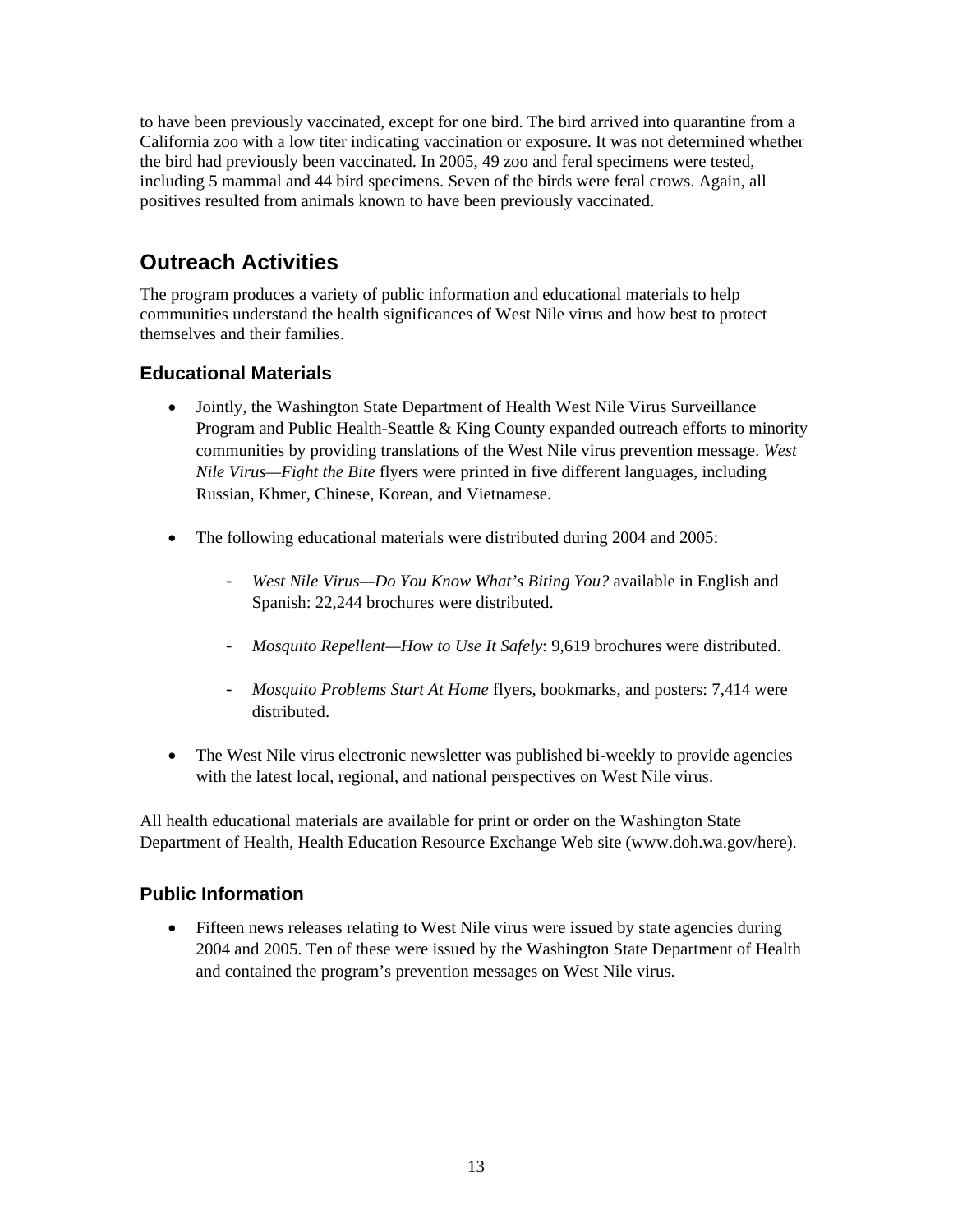to have been previously vaccinated, except for one bird. The bird arrived into quarantine from a California zoo with a low titer indicating vaccination or exposure. It was not determined whether the bird had previously been vaccinated. In 2005, 49 zoo and feral specimens were tested, including 5 mammal and 44 bird specimens. Seven of the birds were feral crows. Again, all positives resulted from animals known to have been previously vaccinated.

## Outreach Activities

The program produces a variety of public information and educational materials to help communities understand the health significances of West Nile virus and how best to protect themselves and their families.

### Educational Materials

- Jointly, the Washington State Department of Health West Nile Virus Surveillance Program and Public Health-Seattle & King County expanded outreach efforts to minority communities by providing translations of the West Nile virus prevention message. *West Nile Virus—Fight the Bite* flyers were printed in five different languages, including Russian, Khmer, Chinese, Korean, and Vietnamese.

- The following educational materials were distributed during 2004 and 2005:

  - *West Nile Virus—Do You Know What's Biting You?* available in English and Spanish: 22,244 brochures were distributed.

  - *Mosquito Repellent—How to Use It Safely*: 9,619 brochures were distributed.

  - *Mosquito Problems Start At Home* flyers, bookmarks, and posters: 7,414 were distributed.

- The West Nile virus electronic newsletter was published bi-weekly to provide agencies with the latest local, regional, and national perspectives on West Nile virus.

All health educational materials are available for print or order on the Washington State Department of Health, Health Education Resource Exchange Web site (www.doh.wa.gov/here).

### Public Information

- Fifteen news releases relating to West Nile virus were issued by state agencies during 2004 and 2005. Ten of these were issued by the Washington State Department of Health and contained the program's prevention messages on West Nile virus.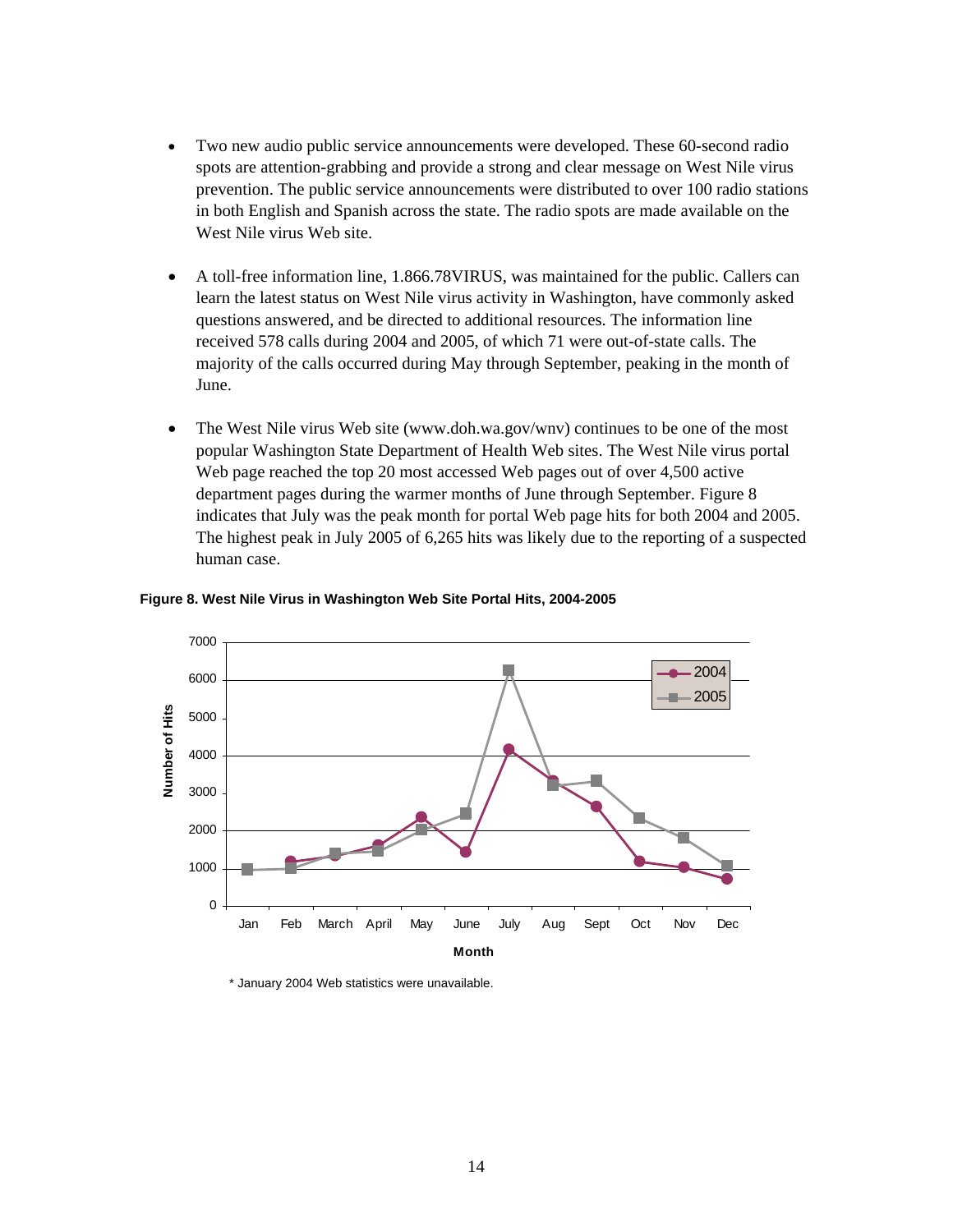- Two new audio public service announcements were developed. These 60-second radio spots are attention-grabbing and provide a strong and clear message on West Nile virus prevention. The public service announcements were distributed to over 100 radio stations in both English and Spanish across the state. The radio spots are made available on the West Nile virus Web site.

- A toll-free information line, 1.866.78VIRUS, was maintained for the public. Callers can learn the latest status on West Nile virus activity in Washington, have commonly asked questions answered, and be directed to additional resources. The information line received 578 calls during 2004 and 2005, of which 71 were out-of-state calls. The majority of the calls occurred during May through September, peaking in the month of June.

- The West Nile virus Web site (www.doh.wa.gov/wnv) continues to be one of the most popular Washington State Department of Health Web sites. The West Nile virus portal Web page reached the top 20 most accessed Web pages out of over 4,500 active department pages during the warmer months of June through September. Figure 8 indicates that July was the peak month for portal Web page hits for both 2004 and 2005. The highest peak in July 2005 of 6,265 hits was likely due to the reporting of a suspected human case.

**Figure 8. West Nile Virus in Washington Web Site Portal Hits, 2004-2005**

\* January 2004 Web statistics were unavailable.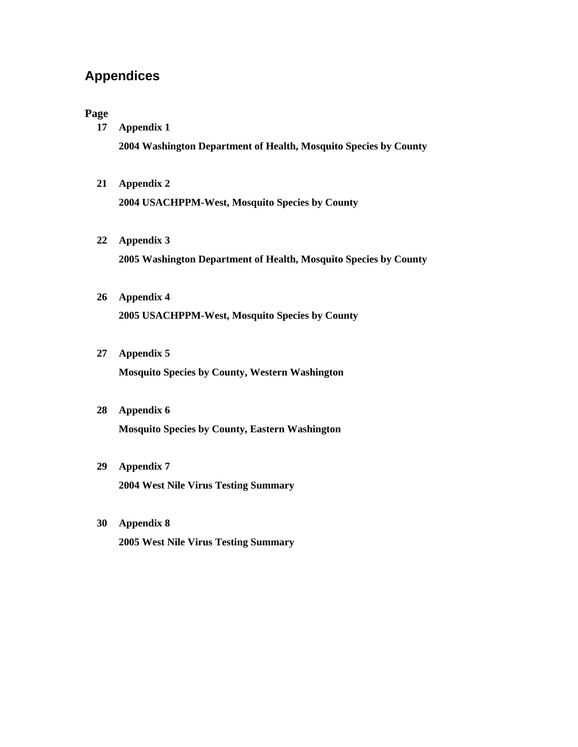## Appendices

**Page**

**17 Appendix 1**

**2004 Washington Department of Health, Mosquito Species by County**

**21 Appendix 2**

**2004 USACHPPM-West, Mosquito Species by County**

**22 Appendix 3**

**2005 Washington Department of Health, Mosquito Species by County**

**26 Appendix 4**

**2005 USACHPPM-West, Mosquito Species by County**

**27 Appendix 5**

**Mosquito Species by County, Western Washington**

**28 Appendix 6**

**Mosquito Species by County, Eastern Washington**

**29 Appendix 7**

**2004 West Nile Virus Testing Summary**

**30 Appendix 8**

**2005 West Nile Virus Testing Summary**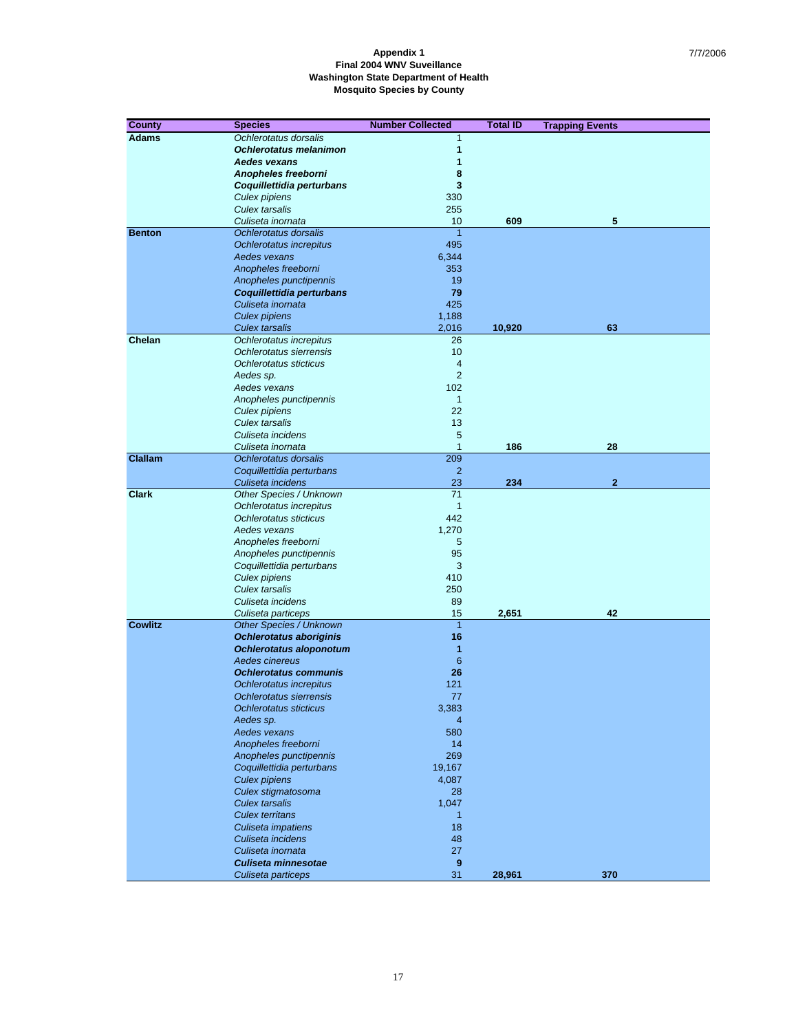**Appendix 1**
**Final 2004 WNV Suveillance**
**Washington State Department of Health**
**Mosquito Species by County**

7/7/2006

| County | Species | Number Collected | Total ID | Trapping Events |
|---|---|---|---|---|
| **Adams** | *Ochlerotatus dorsalis* | 1 | | |
| | ***Ochlerotatus melanimon*** | **1** | | |
| | ***Aedes vexans*** | **1** | | |
| | ***Anopheles freeborni*** | **8** | | |
| | ***Coquillettidia perturbans*** | **3** | | |
| | *Culex pipiens* | 330 | | |
| | *Culex tarsalis* | 255 | | |
| | *Culiseta inornata* | 10 | **609** | **5** |
| **Benton** | *Ochlerotatus dorsalis* | 1 | | |
| | *Ochlerotatus increpitus* | 495 | | |
| | *Aedes vexans* | 6,344 | | |
| | *Anopheles freeborni* | 353 | | |
| | *Anopheles punctipennis* | 19 | | |
| | ***Coquillettidia perturbans*** | **79** | | |
| | *Culiseta inornata* | 425 | | |
| | *Culex pipiens* | 1,188 | | |
| | *Culex tarsalis* | 2,016 | **10,920** | **63** |
| **Chelan** | *Ochlerotatus increpitus* | 26 | | |
| | *Ochlerotatus sierrensis* | 10 | | |
| | *Ochlerotatus sticticus* | 4 | | |
| | *Aedes sp.* | 2 | | |
| | *Aedes vexans* | 102 | | |
| | *Anopheles punctipennis* | 1 | | |
| | *Culex pipiens* | 22 | | |
| | *Culex tarsalis* | 13 | | |
| | *Culiseta incidens* | 5 | | |
| | *Culiseta inornata* | 1 | **186** | **28** |
| **Clallam** | *Ochlerotatus dorsalis* | 209 | | |
| | *Coquillettidia perturbans* | 2 | | |
| | *Culiseta incidens* | 23 | **234** | **2** |
| **Clark** | *Other Species / Unknown* | 71 | | |
| | *Ochlerotatus increpitus* | 1 | | |
| | *Ochlerotatus sticticus* | 442 | | |
| | *Aedes vexans* | 1,270 | | |
| | *Anopheles freeborni* | 5 | | |
| | *Anopheles punctipennis* | 95 | | |
| | *Coquillettidia perturbans* | 3 | | |
| | *Culex pipiens* | 410 | | |
| | *Culex tarsalis* | 250 | | |
| | *Culiseta incidens* | 89 | | |
| | *Culiseta particeps* | 15 | **2,651** | **42** |
| **Cowlitz** | *Other Species / Unknown* | 1 | | |
| | ***Ochlerotatus aboriginis*** | **16** | | |
| | ***Ochlerotatus aloponotum*** | **1** | | |
| | *Aedes cinereus* | 6 | | |
| | ***Ochlerotatus communis*** | **26** | | |
| | *Ochlerotatus increpitus* | 121 | | |
| | *Ochlerotatus sierrensis* | 77 | | |
| | *Ochlerotatus sticticus* | 3,383 | | |
| | *Aedes sp.* | 4 | | |
| | *Aedes vexans* | 580 | | |
| | *Anopheles freeborni* | 14 | | |
| | *Anopheles punctipennis* | 269 | | |
| | *Coquillettidia perturbans* | 19,167 | | |
| | *Culex pipiens* | 4,087 | | |
| | *Culex stigmatosoma* | 28 | | |
| | *Culex tarsalis* | 1,047 | | |
| | *Culex territans* | 1 | | |
| | *Culiseta impatiens* | 18 | | |
| | *Culiseta incidens* | 48 | | |
| | *Culiseta inornata* | 27 | | |
| | ***Culiseta minnesotae*** | **9** | | |
| | *Culiseta particeps* | 31 | **28,961** | **370** |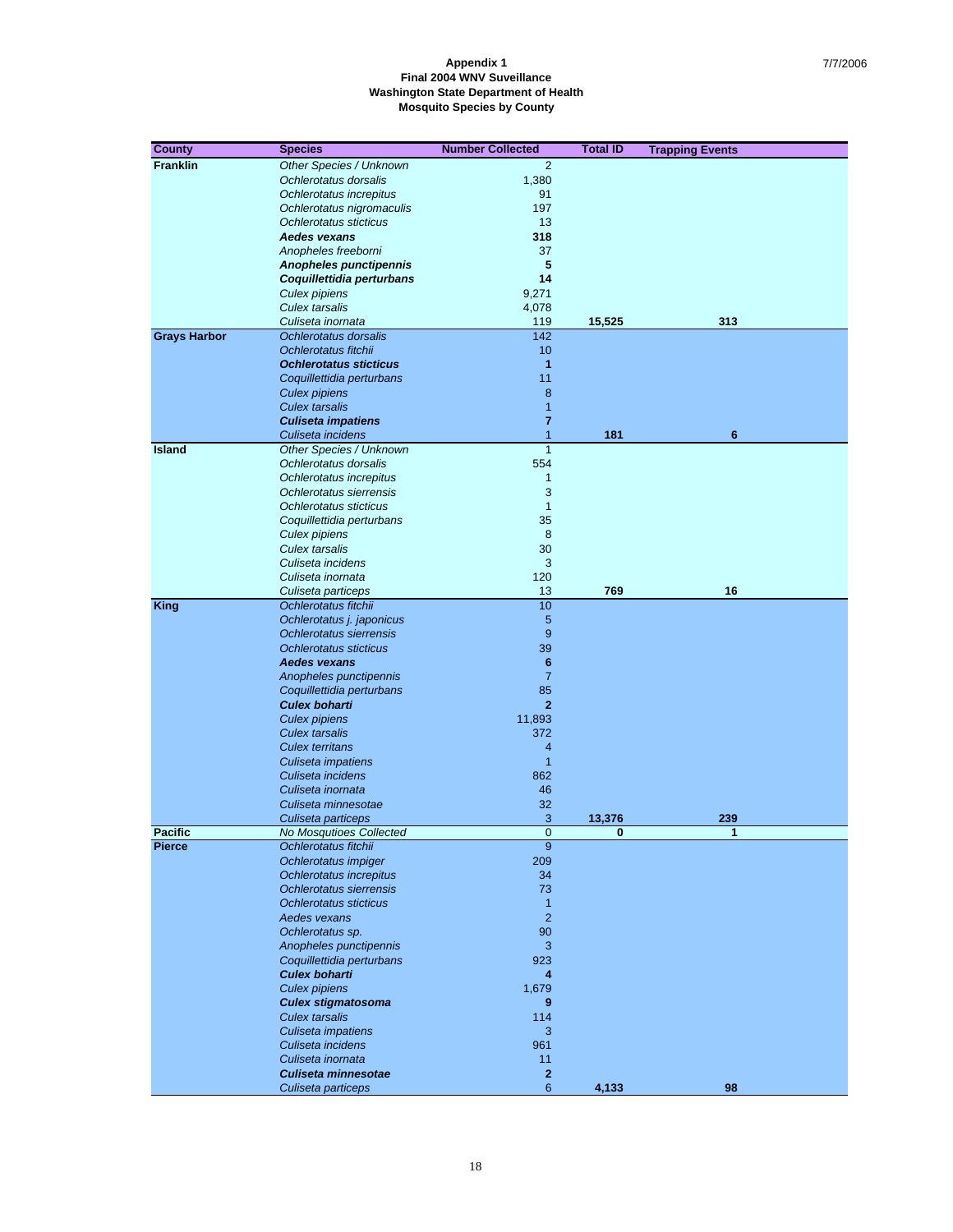**Appendix 1**
**Final 2004 WNV Suveillance**
**Washington State Department of Health**
**Mosquito Species by County**

7/7/2006

| County | Species | Number Collected | Total ID | Trapping Events |
|---|---|---|---|---|
| **Franklin** | *Other Species / Unknown* | 2 | | |
| | *Ochlerotatus dorsalis* | 1,380 | | |
| | *Ochlerotatus increpitus* | 91 | | |
| | *Ochlerotatus nigromaculis* | 197 | | |
| | *Ochlerotatus sticticus* | 13 | | |
| | ***Aedes vexans*** | **318** | | |
| | *Anopheles freeborni* | 37 | | |
| | ***Anopheles punctipennis*** | **5** | | |
| | ***Coquillettidia perturbans*** | **14** | | |
| | *Culex pipiens* | 9,271 | | |
| | *Culex tarsalis* | 4,078 | | |
| | *Culiseta inornata* | 119 | **15,525** | **313** |
| **Grays Harbor** | *Ochlerotatus dorsalis* | 142 | | |
| | *Ochlerotatus fitchii* | 10 | | |
| | ***Ochlerotatus sticticus*** | **1** | | |
| | *Coquillettidia perturbans* | 11 | | |
| | *Culex pipiens* | 8 | | |
| | *Culex tarsalis* | 1 | | |
| | ***Culiseta impatiens*** | **7** | | |
| | *Culiseta incidens* | 1 | **181** | **6** |
| **Island** | *Other Species / Unknown* | 1 | | |
| | *Ochlerotatus dorsalis* | 554 | | |
| | *Ochlerotatus increpitus* | 1 | | |
| | *Ochlerotatus sierrensis* | 3 | | |
| | *Ochlerotatus sticticus* | 1 | | |
| | *Coquillettidia perturbans* | 35 | | |
| | *Culex pipiens* | 8 | | |
| | *Culex tarsalis* | 30 | | |
| | *Culiseta incidens* | 3 | | |
| | *Culiseta inornata* | 120 | | |
| | *Culiseta particeps* | 13 | **769** | **16** |
| **King** | *Ochlerotatus fitchii* | 10 | | |
| | *Ochlerotatus j. japonicus* | 5 | | |
| | *Ochlerotatus sierrensis* | 9 | | |
| | *Ochlerotatus sticticus* | 39 | | |
| | ***Aedes vexans*** | **6** | | |
| | *Anopheles punctipennis* | 7 | | |
| | *Coquillettidia perturbans* | 85 | | |
| | ***Culex boharti*** | **2** | | |
| | *Culex pipiens* | 11,893 | | |
| | *Culex tarsalis* | 372 | | |
| | *Culex territans* | 4 | | |
| | *Culiseta impatiens* | 1 | | |
| | *Culiseta incidens* | 862 | | |
| | *Culiseta inornata* | 46 | | |
| | *Culiseta minnesotae* | 32 | | |
| | *Culiseta particeps* | 3 | **13,376** | **239** |
| **Pacific** | *No Mosqutioes Collected* | 0 | **0** | **1** |
| **Pierce** | *Ochlerotatus fitchii* | 9 | | |
| | *Ochlerotatus impiger* | 209 | | |
| | *Ochlerotatus increpitus* | 34 | | |
| | *Ochlerotatus sierrensis* | 73 | | |
| | *Ochlerotatus sticticus* | 1 | | |
| | *Aedes vexans* | 2 | | |
| | *Ochlerotatus sp.* | 90 | | |
| | *Anopheles punctipennis* | 3 | | |
| | *Coquillettidia perturbans* | 923 | | |
| | ***Culex boharti*** | **4** | | |
| | *Culex pipiens* | 1,679 | | |
| | ***Culex stigmatosoma*** | **9** | | |
| | *Culex tarsalis* | 114 | | |
| | *Culiseta impatiens* | 3 | | |
| | *Culiseta incidens* | 961 | | |
| | *Culiseta inornata* | 11 | | |
| | ***Culiseta minnesotae*** | **2** | | |
| | *Culiseta particeps* | 6 | **4,133** | **98** |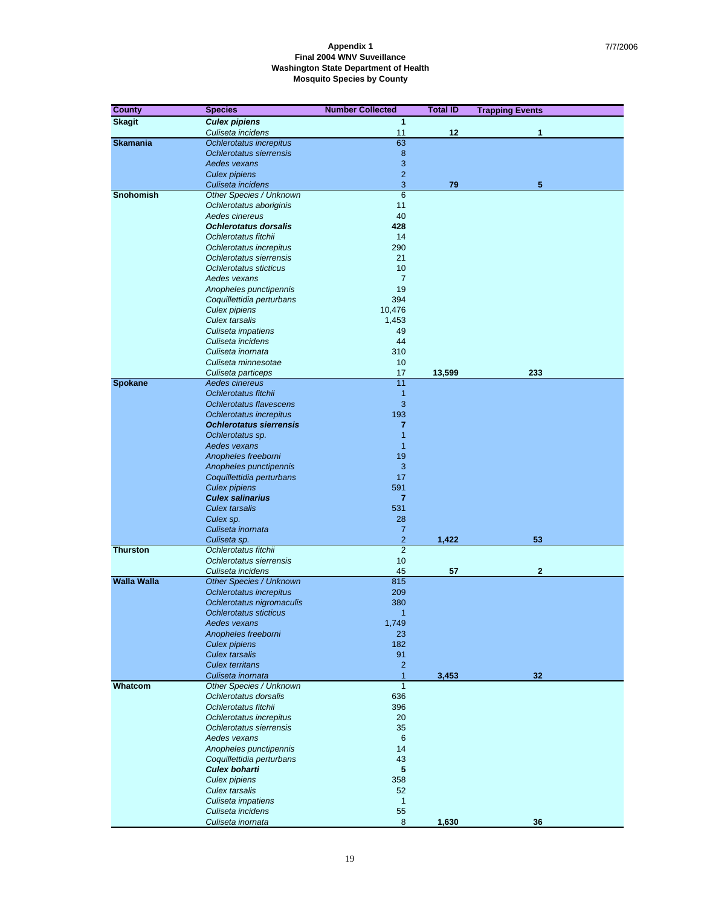**Appendix 1**
**Final 2004 WNV Suveillance**
**Washington State Department of Health**
**Mosquito Species by County**

7/7/2006

| County | Species | Number Collected | Total ID | Trapping Events |
|---|---|---|---|---|
| **Skagit** | ***Culex pipiens*** | **1** | | |
| | *Culiseta incidens* | 11 | **12** | **1** |
| **Skamania** | *Ochlerotatus increpitus* | 63 | | |
| | *Ochlerotatus sierrensis* | 8 | | |
| | *Aedes vexans* | 3 | | |
| | *Culex pipiens* | 2 | | |
| | *Culiseta incidens* | 3 | **79** | **5** |
| **Snohomish** | *Other Species / Unknown* | 6 | | |
| | *Ochlerotatus aboriginis* | 11 | | |
| | *Aedes cinereus* | 40 | | |
| | ***Ochlerotatus dorsalis*** | **428** | | |
| | *Ochlerotatus fitchii* | 14 | | |
| | *Ochlerotatus increpitus* | 290 | | |
| | *Ochlerotatus sierrensis* | 21 | | |
| | *Ochlerotatus sticticus* | 10 | | |
| | *Aedes vexans* | 7 | | |
| | *Anopheles punctipennis* | 19 | | |
| | *Coquillettidia perturbans* | 394 | | |
| | *Culex pipiens* | 10,476 | | |
| | *Culex tarsalis* | 1,453 | | |
| | *Culiseta impatiens* | 49 | | |
| | *Culiseta incidens* | 44 | | |
| | *Culiseta inornata* | 310 | | |
| | *Culiseta minnesotae* | 10 | | |
| | *Culiseta particeps* | 17 | **13,599** | **233** |
| **Spokane** | *Aedes cinereus* | 11 | | |
| | *Ochlerotatus fitchii* | 1 | | |
| | *Ochlerotatus flavescens* | 3 | | |
| | *Ochlerotatus increpitus* | 193 | | |
| | ***Ochlerotatus sierrensis*** | **7** | | |
| | *Ochlerotatus sp.* | 1 | | |
| | *Aedes vexans* | 1 | | |
| | *Anopheles freeborni* | 19 | | |
| | *Anopheles punctipennis* | 3 | | |
| | *Coquillettidia perturbans* | 17 | | |
| | *Culex pipiens* | 591 | | |
| | ***Culex salinarius*** | **7** | | |
| | *Culex tarsalis* | 531 | | |
| | *Culex sp.* | 28 | | |
| | *Culiseta inornata* | 7 | | |
| | *Culiseta sp.* | 2 | **1,422** | **53** |
| **Thurston** | *Ochlerotatus fitchii* | 2 | | |
| | *Ochlerotatus sierrensis* | 10 | | |
| | *Culiseta incidens* | 45 | **57** | **2** |
| **Walla Walla** | *Other Species / Unknown* | 815 | | |
| | *Ochlerotatus increpitus* | 209 | | |
| | *Ochlerotatus nigromaculis* | 380 | | |
| | *Ochlerotatus sticticus* | 1 | | |
| | *Aedes vexans* | 1,749 | | |
| | *Anopheles freeborni* | 23 | | |
| | *Culex pipiens* | 182 | | |
| | *Culex tarsalis* | 91 | | |
| | *Culex territans* | 2 | | |
| | *Culiseta inornata* | 1 | **3,453** | **32** |
| **Whatcom** | *Other Species / Unknown* | 1 | | |
| | *Ochlerotatus dorsalis* | 636 | | |
| | *Ochlerotatus fitchii* | 396 | | |
| | *Ochlerotatus increpitus* | 20 | | |
| | *Ochlerotatus sierrensis* | 35 | | |
| | *Aedes vexans* | 6 | | |
| | *Anopheles punctipennis* | 14 | | |
| | *Coquillettidia perturbans* | 43 | | |
| | ***Culex boharti*** | **5** | | |
| | *Culex pipiens* | 358 | | |
| | *Culex tarsalis* | 52 | | |
| | *Culiseta impatiens* | 1 | | |
| | *Culiseta incidens* | 55 | | |
| | *Culiseta inornata* | 8 | **1,630** | **36** |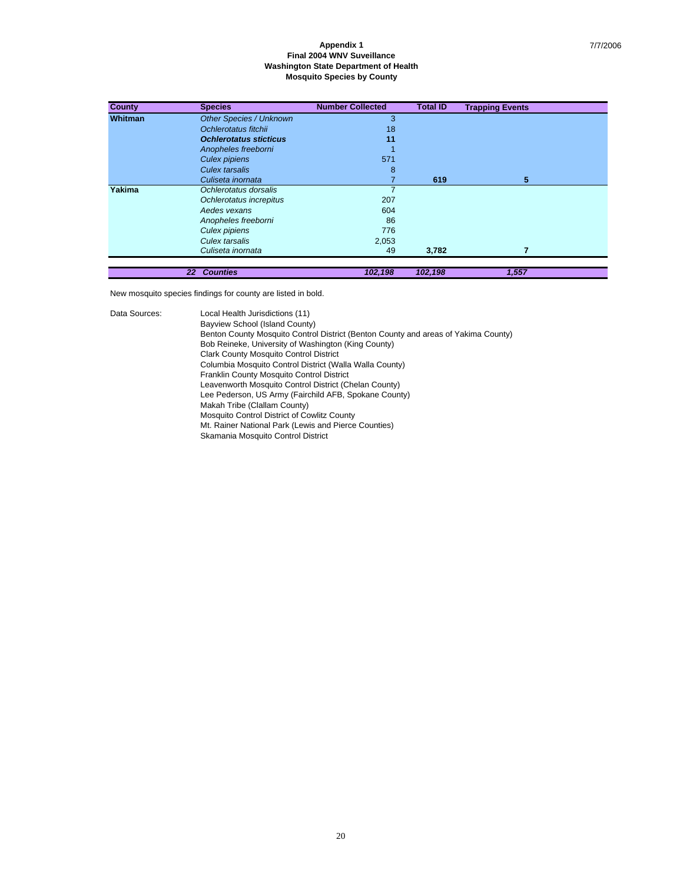**Appendix 1**
**Final 2004 WNV Suveillance**
**Washington State Department of Health**
**Mosquito Species by County**

| County | Species | Number Collected | Total ID | Trapping Events |
|---|---|---|---|---|
| **Whitman** | *Other Species / Unknown* | 3 | | |
| | *Ochlerotatus fitchii* | 18 | | |
| | ***Ochlerotatus sticticus*** | **11** | | |
| | *Anopheles freeborni* | 1 | | |
| | *Culex pipiens* | 571 | | |
| | *Culex tarsalis* | 8 | | |
| | *Culiseta inornata* | 7 | **619** | **5** |
| **Yakima** | *Ochlerotatus dorsalis* | 7 | | |
| | *Ochlerotatus increpitus* | 207 | | |
| | *Aedes vexans* | 604 | | |
| | *Anopheles freeborni* | 86 | | |
| | *Culex pipiens* | 776 | | |
| | *Culex tarsalis* | 2,053 | | |
| | *Culiseta inornata* | 49 | **3,782** | **7** |
| | ***22 Counties*** | ***102,198*** | ***102,198*** | ***1,557*** |

New mosquito species findings for county are listed in bold.

Data Sources:
- Local Health Jurisdictions (11)
- Bayview School (Island County)
- Benton County Mosquito Control District (Benton County and areas of Yakima County)
- Bob Reineke, University of Washington (King County)
- Clark County Mosquito Control District
- Columbia Mosquito Control District (Walla Walla County)
- Franklin County Mosquito Control District
- Leavenworth Mosquito Control District (Chelan County)
- Lee Pederson, US Army (Fairchild AFB, Spokane County)
- Makah Tribe (Clallam County)
- Mosquito Control District of Cowlitz County
- Mt. Rainer National Park (Lewis and Pierce Counties)
- Skamania Mosquito Control District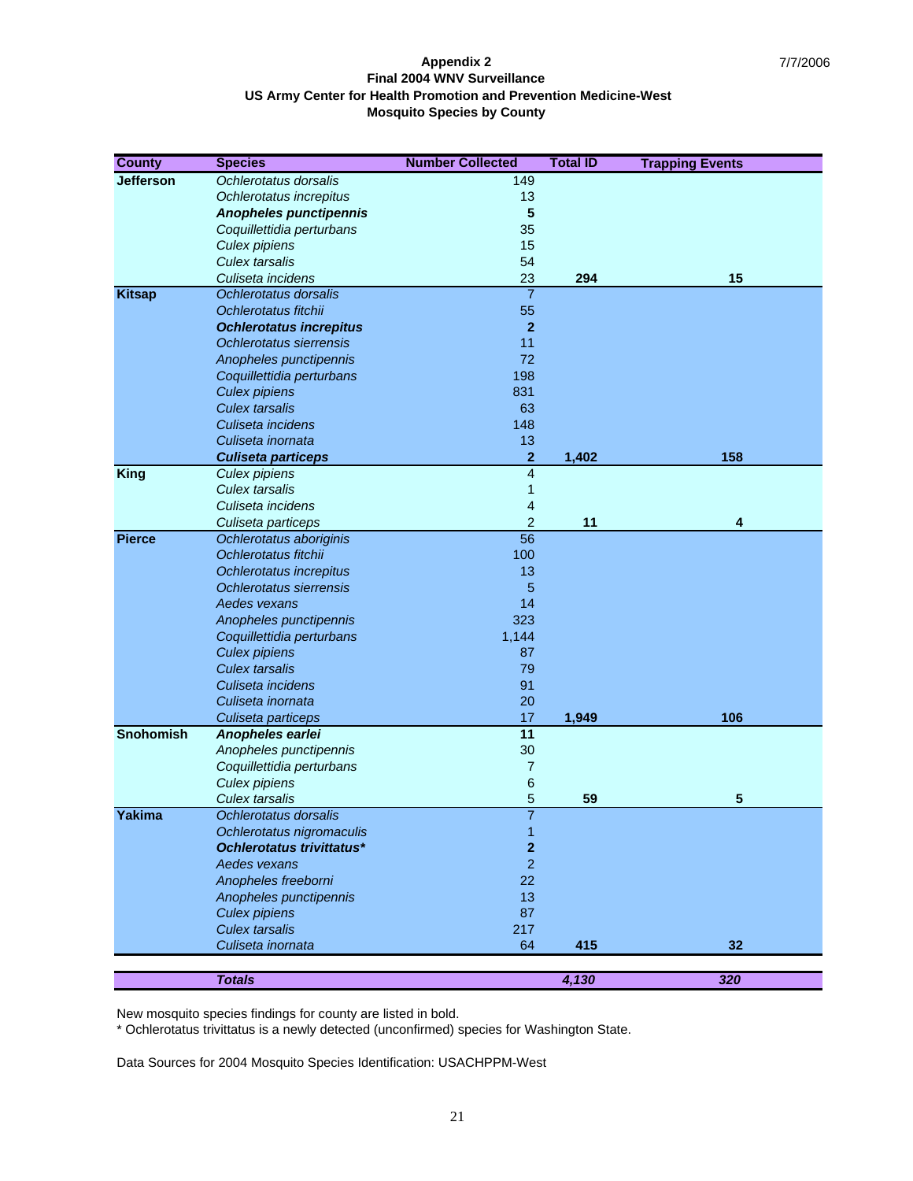**Appendix 2**
**Final 2004 WNV Surveillance**
**US Army Center for Health Promotion and Prevention Medicine-West**
**Mosquito Species by County**

7/7/2006

| County | Species | Number Collected | Total ID | Trapping Events |
|---|---|---|---|---|
| **Jefferson** | *Ochlerotatus dorsalis* | 149 | | |
| | *Ochlerotatus increpitus* | 13 | | |
| | ***Anopheles punctipennis*** | **5** | | |
| | *Coquillettidia perturbans* | 35 | | |
| | *Culex pipiens* | 15 | | |
| | *Culex tarsalis* | 54 | | |
| | *Culiseta incidens* | 23 | **294** | **15** |
| **Kitsap** | *Ochlerotatus dorsalis* | 7 | | |
| | *Ochlerotatus fitchii* | 55 | | |
| | ***Ochlerotatus increpitus*** | **2** | | |
| | *Ochlerotatus sierrensis* | 11 | | |
| | *Anopheles punctipennis* | 72 | | |
| | *Coquillettidia perturbans* | 198 | | |
| | *Culex pipiens* | 831 | | |
| | *Culex tarsalis* | 63 | | |
| | *Culiseta incidens* | 148 | | |
| | *Culiseta inornata* | 13 | | |
| | ***Culiseta particeps*** | **2** | **1,402** | **158** |
| **King** | *Culex pipiens* | 4 | | |
| | *Culex tarsalis* | 1 | | |
| | *Culiseta incidens* | 4 | | |
| | *Culiseta particeps* | 2 | **11** | **4** |
| **Pierce** | *Ochlerotatus aboriginis* | 56 | | |
| | *Ochlerotatus fitchii* | 100 | | |
| | *Ochlerotatus increpitus* | 13 | | |
| | *Ochlerotatus sierrensis* | 5 | | |
| | *Aedes vexans* | 14 | | |
| | *Anopheles punctipennis* | 323 | | |
| | *Coquillettidia perturbans* | 1,144 | | |
| | *Culex pipiens* | 87 | | |
| | *Culex tarsalis* | 79 | | |
| | *Culiseta incidens* | 91 | | |
| | *Culiseta inornata* | 20 | | |
| | *Culiseta particeps* | 17 | **1,949** | **106** |
| **Snohomish** | ***Anopheles earlei*** | **11** | | |
| | *Anopheles punctipennis* | 30 | | |
| | *Coquillettidia perturbans* | 7 | | |
| | *Culex pipiens* | 6 | | |
| | *Culex tarsalis* | 5 | **59** | **5** |
| **Yakima** | *Ochlerotatus dorsalis* | 7 | | |
| | *Ochlerotatus nigromaculis* | 1 | | |
| | ***Ochlerotatus trivittatus**** | **2** | | |
| | *Aedes vexans* | 2 | | |
| | *Anopheles freeborni* | 22 | | |
| | *Anopheles punctipennis* | 13 | | |
| | *Culex pipiens* | 87 | | |
| | *Culex tarsalis* | 217 | | |
| | *Culiseta inornata* | 64 | **415** | **32** |
| | ***Totals*** | | ***4,130*** | ***320*** |

New mosquito species findings for county are listed in bold.
* Ochlerotatus trivittatus is a newly detected (unconfirmed) species for Washington State.

Data Sources for 2004 Mosquito Species Identification: USACHPPM-West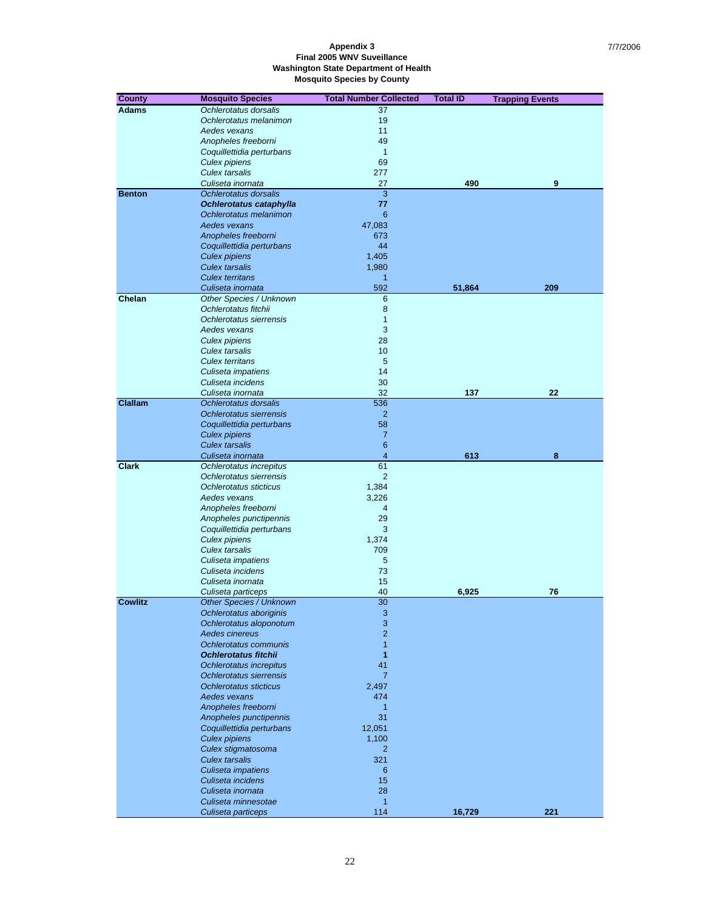**Appendix 3**
**Final 2005 WNV Suveillance**
**Washington State Department of Health**
**Mosquito Species by County**

| County | Mosquito Species | Total Number Collected | Total ID | Trapping Events |
|---|---|---|---|---|
| **Adams** | *Ochlerotatus dorsalis* | 37 | | |
| | *Ochlerotatus melanimon* | 19 | | |
| | *Aedes vexans* | 11 | | |
| | *Anopheles freeborni* | 49 | | |
| | *Coquillettidia perturbans* | 1 | | |
| | *Culex pipiens* | 69 | | |
| | *Culex tarsalis* | 277 | | |
| | *Culiseta inornata* | 27 | **490** | **9** |
| **Benton** | *Ochlerotatus dorsalis* | 3 | | |
| | ***Ochlerotatus cataphylla*** | **77** | | |
| | *Ochlerotatus melanimon* | 6 | | |
| | *Aedes vexans* | 47,083 | | |
| | *Anopheles freeborni* | 673 | | |
| | *Coquillettidia perturbans* | 44 | | |
| | *Culex pipiens* | 1,405 | | |
| | *Culex tarsalis* | 1,980 | | |
| | *Culex territans* | 1 | | |
| | *Culiseta inornata* | 592 | **51,864** | **209** |
| **Chelan** | *Other Species / Unknown* | 6 | | |
| | *Ochlerotatus fitchii* | 8 | | |
| | *Ochlerotatus sierrensis* | 1 | | |
| | *Aedes vexans* | 3 | | |
| | *Culex pipiens* | 28 | | |
| | *Culex tarsalis* | 10 | | |
| | *Culex territans* | 5 | | |
| | *Culiseta impatiens* | 14 | | |
| | *Culiseta incidens* | 30 | | |
| | *Culiseta inornata* | 32 | **137** | **22** |
| **Clallam** | *Ochlerotatus dorsalis* | 536 | | |
| | *Ochlerotatus sierrensis* | 2 | | |
| | *Coquillettidia perturbans* | 58 | | |
| | *Culex pipiens* | 7 | | |
| | *Culex tarsalis* | 6 | | |
| | *Culiseta inornata* | 4 | **613** | **8** |
| **Clark** | *Ochlerotatus increpitus* | 61 | | |
| | *Ochlerotatus sierrensis* | 2 | | |
| | *Ochlerotatus sticticus* | 1,384 | | |
| | *Aedes vexans* | 3,226 | | |
| | *Anopheles freeborni* | 4 | | |
| | *Anopheles punctipennis* | 29 | | |
| | *Coquillettidia perturbans* | 3 | | |
| | *Culex pipiens* | 1,374 | | |
| | *Culex tarsalis* | 709 | | |
| | *Culiseta impatiens* | 5 | | |
| | *Culiseta incidens* | 73 | | |
| | *Culiseta inornata* | 15 | | |
| | *Culiseta particeps* | 40 | **6,925** | **76** |
| **Cowlitz** | *Other Species / Unknown* | 30 | | |
| | *Ochlerotatus aboriginis* | 3 | | |
| | *Ochlerotatus aloponotum* | 3 | | |
| | *Aedes cinereus* | 2 | | |
| | *Ochlerotatus communis* | 1 | | |
| | ***Ochlerotatus fitchii*** | **1** | | |
| | *Ochlerotatus increpitus* | 41 | | |
| | *Ochlerotatus sierrensis* | 7 | | |
| | *Ochlerotatus sticticus* | 2,497 | | |
| | *Aedes vexans* | 474 | | |
| | *Anopheles freeborni* | 1 | | |
| | *Anopheles punctipennis* | 31 | | |
| | *Coquillettidia perturbans* | 12,051 | | |
| | *Culex pipiens* | 1,100 | | |
| | *Culex stigmatosoma* | 2 | | |
| | *Culex tarsalis* | 321 | | |
| | *Culiseta impatiens* | 6 | | |
| | *Culiseta incidens* | 15 | | |
| | *Culiseta inornata* | 28 | | |
| | *Culiseta minnesotae* | 1 | | |
| | *Culiseta particeps* | 114 | **16,729** | **221** |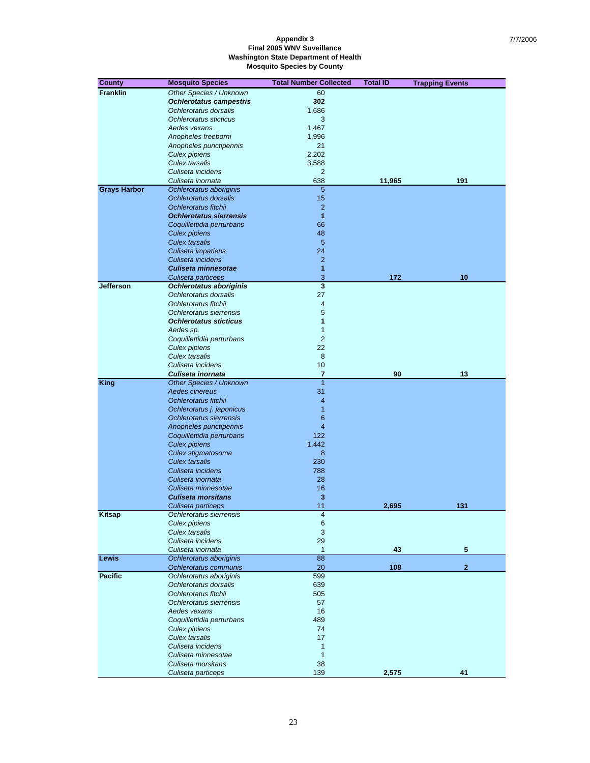**Appendix 3**
**Final 2005 WNV Suveillance**
**Washington State Department of Health**
**Mosquito Species by County**

7/7/2006

| County | Mosquito Species | Total Number Collected | Total ID | Trapping Events |
|---|---|---|---|---|
| **Franklin** | *Other Species / Unknown* | 60 | | |
| | ***Ochlerotatus campestris*** | **302** | | |
| | *Ochlerotatus dorsalis* | 1,686 | | |
| | *Ochlerotatus sticticus* | 3 | | |
| | *Aedes vexans* | 1,467 | | |
| | *Anopheles freeborni* | 1,996 | | |
| | *Anopheles punctipennis* | 21 | | |
| | *Culex pipiens* | 2,202 | | |
| | *Culex tarsalis* | 3,588 | | |
| | *Culiseta incidens* | 2 | | |
| | *Culiseta inornata* | 638 | **11,965** | **191** |
| **Grays Harbor** | *Ochlerotatus aboriginis* | 5 | | |
| | *Ochlerotatus dorsalis* | 15 | | |
| | *Ochlerotatus fitchii* | 2 | | |
| | ***Ochlerotatus sierrensis*** | **1** | | |
| | *Coquillettidia perturbans* | 66 | | |
| | *Culex pipiens* | 48 | | |
| | *Culex tarsalis* | 5 | | |
| | *Culiseta impatiens* | 24 | | |
| | *Culiseta incidens* | 2 | | |
| | ***Culiseta minnesotae*** | **1** | | |
| | *Culiseta particeps* | 3 | **172** | **10** |
| **Jefferson** | ***Ochlerotatus aboriginis*** | **3** | | |
| | *Ochlerotatus dorsalis* | 27 | | |
| | *Ochlerotatus fitchii* | 4 | | |
| | *Ochlerotatus sierrensis* | 5 | | |
| | ***Ochlerotatus sticticus*** | **1** | | |
| | *Aedes sp.* | 1 | | |
| | *Coquillettidia perturbans* | 2 | | |
| | *Culex pipiens* | 22 | | |
| | *Culex tarsalis* | 8 | | |
| | *Culiseta incidens* | 10 | | |
| | ***Culiseta inornata*** | **7** | **90** | **13** |
| **King** | *Other Species / Unknown* | 1 | | |
| | *Aedes cinereus* | 31 | | |
| | *Ochlerotatus fitchii* | 4 | | |
| | *Ochlerotatus j. japonicus* | 1 | | |
| | *Ochlerotatus sierrensis* | 6 | | |
| | *Anopheles punctipennis* | 4 | | |
| | *Coquillettidia perturbans* | 122 | | |
| | *Culex pipiens* | 1,442 | | |
| | *Culex stigmatosoma* | 8 | | |
| | *Culex tarsalis* | 230 | | |
| | *Culiseta incidens* | 788 | | |
| | *Culiseta inornata* | 28 | | |
| | *Culiseta minnesotae* | 16 | | |
| | ***Culiseta morsitans*** | **3** | | |
| | *Culiseta particeps* | 11 | **2,695** | **131** |
| **Kitsap** | *Ochlerotatus sierrensis* | 4 | | |
| | *Culex pipiens* | 6 | | |
| | *Culex tarsalis* | 3 | | |
| | *Culiseta incidens* | 29 | | |
| | *Culiseta inornata* | 1 | **43** | **5** |
| **Lewis** | *Ochlerotatus aboriginis* | 88 | | |
| | *Ochlerotatus communis* | 20 | **108** | **2** |
| **Pacific** | *Ochlerotatus aboriginis* | 599 | | |
| | *Ochlerotatus dorsalis* | 639 | | |
| | *Ochlerotatus fitchii* | 505 | | |
| | *Ochlerotatus sierrensis* | 57 | | |
| | *Aedes vexans* | 16 | | |
| | *Coquillettidia perturbans* | 489 | | |
| | *Culex pipiens* | 74 | | |
| | *Culex tarsalis* | 17 | | |
| | *Culiseta incidens* | 1 | | |
| | *Culiseta minnesotae* | 1 | | |
| | *Culiseta morsitans* | 38 | | |
| | *Culiseta particeps* | 139 | **2,575** | **41** |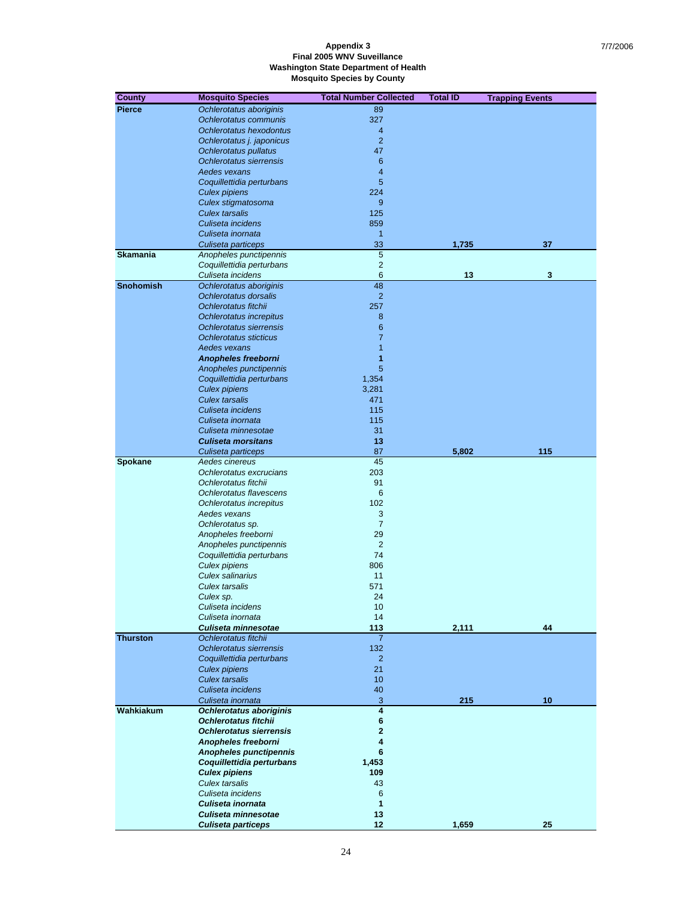**Appendix 3**
**Final 2005 WNV Suveillance**
**Washington State Department of Health**
**Mosquito Species by County**

| County | Mosquito Species | Total Number Collected | Total ID | Trapping Events |
|---|---|---|---|---|
| **Pierce** | *Ochlerotatus aboriginis* | 89 | | |
| | *Ochlerotatus communis* | 327 | | |
| | *Ochlerotatus hexodontus* | 4 | | |
| | *Ochlerotatus j. japonicus* | 2 | | |
| | *Ochlerotatus pullatus* | 47 | | |
| | *Ochlerotatus sierrensis* | 6 | | |
| | *Aedes vexans* | 4 | | |
| | *Coquillettidia perturbans* | 5 | | |
| | *Culex pipiens* | 224 | | |
| | *Culex stigmatosoma* | 9 | | |
| | *Culex tarsalis* | 125 | | |
| | *Culiseta incidens* | 859 | | |
| | *Culiseta inornata* | 1 | | |
| | *Culiseta particeps* | 33 | **1,735** | **37** |
| **Skamania** | *Anopheles punctipennis* | 5 | | |
| | *Coquillettidia perturbans* | 2 | | |
| | *Culiseta incidens* | 6 | **13** | **3** |
| **Snohomish** | *Ochlerotatus aboriginis* | 48 | | |
| | *Ochlerotatus dorsalis* | 2 | | |
| | *Ochlerotatus fitchii* | 257 | | |
| | *Ochlerotatus increpitus* | 8 | | |
| | *Ochlerotatus sierrensis* | 6 | | |
| | *Ochlerotatus sticticus* | 7 | | |
| | *Aedes vexans* | 1 | | |
| | ***Anopheles freeborni*** | **1** | | |
| | *Anopheles punctipennis* | 5 | | |
| | *Coquillettidia perturbans* | 1,354 | | |
| | *Culex pipiens* | 3,281 | | |
| | *Culex tarsalis* | 471 | | |
| | *Culiseta incidens* | 115 | | |
| | *Culiseta inornata* | 115 | | |
| | *Culiseta minnesotae* | 31 | | |
| | ***Culiseta morsitans*** | **13** | | |
| | *Culiseta particeps* | 87 | **5,802** | **115** |
| **Spokane** | *Aedes cinereus* | 45 | | |
| | *Ochlerotatus excrucians* | 203 | | |
| | *Ochlerotatus fitchii* | 91 | | |
| | *Ochlerotatus flavescens* | 6 | | |
| | *Ochlerotatus increpitus* | 102 | | |
| | *Aedes vexans* | 3 | | |
| | *Ochlerotatus sp.* | 7 | | |
| | *Anopheles freeborni* | 29 | | |
| | *Anopheles punctipennis* | 2 | | |
| | *Coquillettidia perturbans* | 74 | | |
| | *Culex pipiens* | 806 | | |
| | *Culex salinarius* | 11 | | |
| | *Culex tarsalis* | 571 | | |
| | *Culex sp.* | 24 | | |
| | *Culiseta incidens* | 10 | | |
| | *Culiseta inornata* | 14 | | |
| | ***Culiseta minnesotae*** | **113** | **2,111** | **44** |
| **Thurston** | *Ochlerotatus fitchii* | 7 | | |
| | *Ochlerotatus sierrensis* | 132 | | |
| | *Coquillettidia perturbans* | 2 | | |
| | *Culex pipiens* | 21 | | |
| | *Culex tarsalis* | 10 | | |
| | *Culiseta incidens* | 40 | | |
| | *Culiseta inornata* | 3 | **215** | **10** |
| **Wahkiakum** | ***Ochlerotatus aboriginis*** | **4** | | |
| | ***Ochlerotatus fitchii*** | **6** | | |
| | ***Ochlerotatus sierrensis*** | **2** | | |
| | ***Anopheles freeborni*** | **4** | | |
| | ***Anopheles punctipennis*** | **6** | | |
| | ***Coquillettidia perturbans*** | **1,453** | | |
| | ***Culex pipiens*** | **109** | | |
| | *Culex tarsalis* | 43 | | |
| | *Culiseta incidens* | 6 | | |
| | ***Culiseta inornata*** | **1** | | |
| | ***Culiseta minnesotae*** | **13** | | |
| | ***Culiseta particeps*** | **12** | **1,659** | **25** |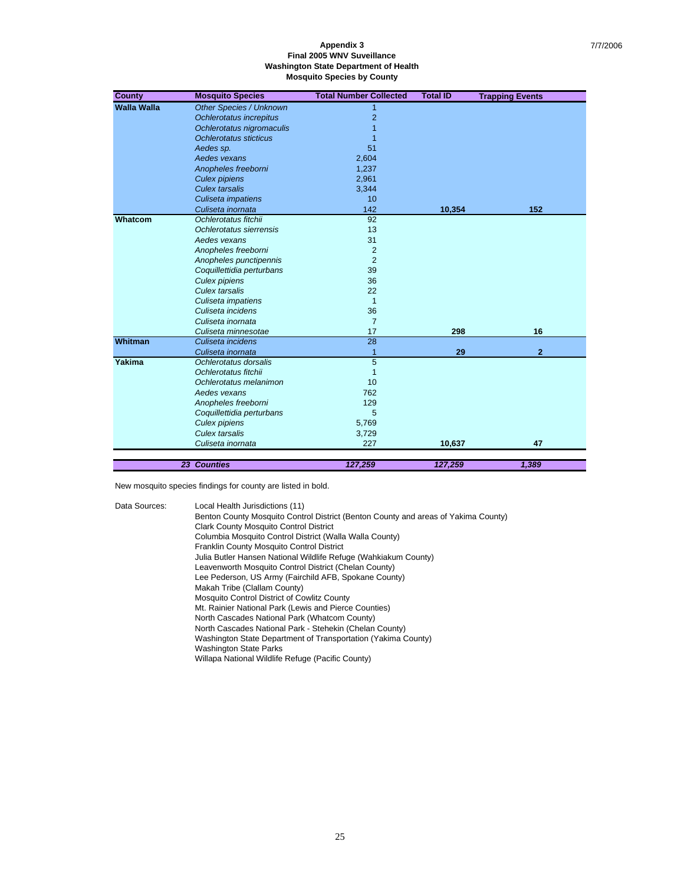**Appendix 3**
**Final 2005 WNV Suveillance**
**Washington State Department of Health**
**Mosquito Species by County**

7/7/2006

| County | Mosquito Species | Total Number Collected | Total ID | Trapping Events |
|---|---|---|---|---|
| **Walla Walla** | *Other Species / Unknown* | 1 | | |
| | *Ochlerotatus increpitus* | 2 | | |
| | *Ochlerotatus nigromaculis* | 1 | | |
| | *Ochlerotatus sticticus* | 1 | | |
| | *Aedes sp.* | 51 | | |
| | *Aedes vexans* | 2,604 | | |
| | *Anopheles freeborni* | 1,237 | | |
| | *Culex pipiens* | 2,961 | | |
| | *Culex tarsalis* | 3,344 | | |
| | *Culiseta impatiens* | 10 | | |
| | *Culiseta inornata* | 142 | **10,354** | **152** |
| **Whatcom** | *Ochlerotatus fitchii* | 92 | | |
| | *Ochlerotatus sierrensis* | 13 | | |
| | *Aedes vexans* | 31 | | |
| | *Anopheles freeborni* | 2 | | |
| | *Anopheles punctipennis* | 2 | | |
| | *Coquillettidia perturbans* | 39 | | |
| | *Culex pipiens* | 36 | | |
| | *Culex tarsalis* | 22 | | |
| | *Culiseta impatiens* | 1 | | |
| | *Culiseta incidens* | 36 | | |
| | *Culiseta inornata* | 7 | | |
| | *Culiseta minnesotae* | 17 | **298** | **16** |
| **Whitman** | *Culiseta incidens* | 28 | | |
| | *Culiseta inornata* | 1 | **29** | **2** |
| **Yakima** | *Ochlerotatus dorsalis* | 5 | | |
| | *Ochlerotatus fitchii* | 1 | | |
| | *Ochlerotatus melanimon* | 10 | | |
| | *Aedes vexans* | 762 | | |
| | *Anopheles freeborni* | 129 | | |
| | *Coquillettidia perturbans* | 5 | | |
| | *Culex pipiens* | 5,769 | | |
| | *Culex tarsalis* | 3,729 | | |
| | *Culiseta inornata* | 227 | **10,637** | **47** |
| | ***23 Counties*** | ***127,259*** | ***127,259*** | ***1,389*** |

New mosquito species findings for county are listed in bold.

Data Sources:
- Local Health Jurisdictions (11)
- Benton County Mosquito Control District (Benton County and areas of Yakima County)
- Clark County Mosquito Control District
- Columbia Mosquito Control District (Walla Walla County)
- Franklin County Mosquito Control District
- Julia Butler Hansen National Wildlife Refuge (Wahkiakum County)
- Leavenworth Mosquito Control District (Chelan County)
- Lee Pederson, US Army (Fairchild AFB, Spokane County)
- Makah Tribe (Clallam County)
- Mosquito Control District of Cowlitz County
- Mt. Rainier National Park (Lewis and Pierce Counties)
- North Cascades National Park (Whatcom County)
- North Cascades National Park - Stehekin (Chelan County)
- Washington State Department of Transportation (Yakima County)
- Washington State Parks
- Willapa National Wildlife Refuge (Pacific County)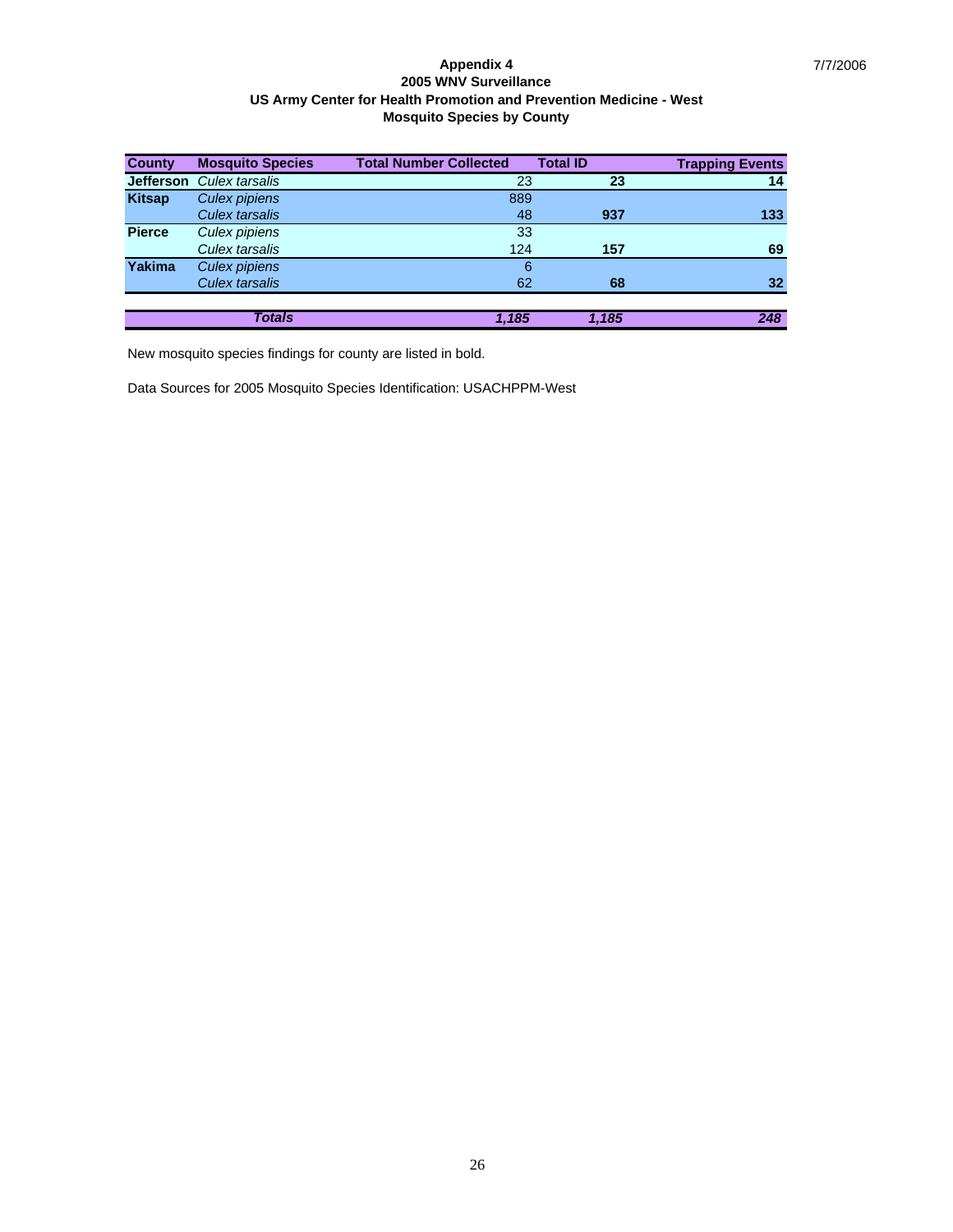**Appendix 4**
**2005 WNV Surveillance**
**US Army Center for Health Promotion and Prevention Medicine - West**
**Mosquito Species by County**

7/7/2006

| County | Mosquito Species | Total Number Collected | Total ID | Trapping Events |
|---|---|---|---|---|
| **Jefferson** | *Culex tarsalis* | 23 | **23** | **14** |
| **Kitsap** | *Culex pipiens* | 889 | | |
| | *Culex tarsalis* | 48 | **937** | **133** |
| **Pierce** | *Culex pipiens* | 33 | | |
| | *Culex tarsalis* | 124 | **157** | **69** |
| **Yakima** | *Culex pipiens* | 6 | | |
| | *Culex tarsalis* | 62 | **68** | **32** |
| | ***Totals*** | ***1,185*** | ***1,185*** | ***248*** |

New mosquito species findings for county are listed in bold.

Data Sources for 2005 Mosquito Species Identification: USACHPPM-West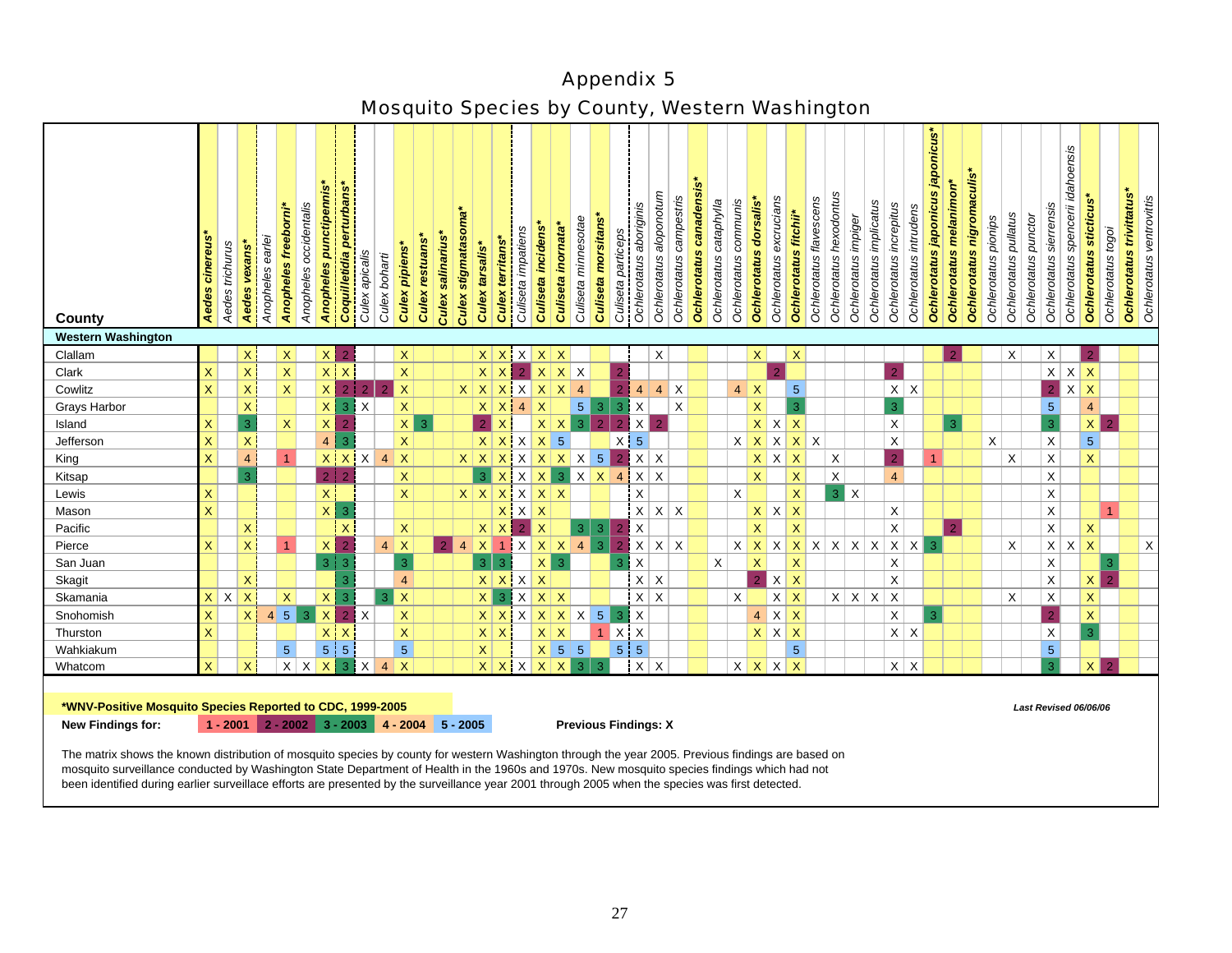# Appendix 5

## Mosquito Species by County, Western Washington

| County | *Aedes cinereus** | *Aedes trichurus* | *Aedes vexans** | *Anopheles earlei* | *Anopheles freeborni** | *Anopheles occidentalis* | *Anopheles punctipennis** | *Coquillettidia perturbans** | *Culex apicalis* | *Culex boharti* | *Culex pipiens** | *Culex restuans** | *Culex salinarius** | *Culex stigmatasoma** | *Culex tarsalis** | *Culex territans** | *Culiseta impatiens* | *Culiseta incidens** | *Culiseta inornata** | *Culiseta minnesotae* | *Culiseta morsitans** | *Culiseta particeps* | *Ochlerotatus aboriginis* | *Ochlerotatus aloponotum* | *Ochlerotatus campestris* | *Ochlerotatus canadensis** | *Ochlerotatus cataphylla* | *Ochlerotatus communis* | *Ochlerotatus dorsalis** | *Ochlerotatus excrucians* | *Ochlerotatus fitchii** | *Ochlerotatus flavescens* | *Ochlerotatus hexodontus* | *Ochlerotatus impiger* | *Ochlerotatus implicatus* | *Ochlerotatus increpitus* | *Ochlerotatus intrudens* | *Ochlerotatus japonicus japonicus** | *Ochlerotatus melanimon** | *Ochlerotatus nigromaculis** | *Ochlerotatus pionips* | *Ochlerotatus pullatus* | *Ochlerotatus punctor* | *Ochlerotatus sierrensis* | *Ochlerotatus spencerii idahoensis* | *Ochlerotatus sticticus** | *Ochlerotatus togoi* | *Ochlerotatus trivittatus** | *Ochlerotatus ventrovittis* |
|---|---|---|---|---|---|---|---|---|---|---|---|---|---|---|---|---|---|---|---|---|---|---|---|---|---|---|---|---|---|---|---|---|---|---|---|---|---|---|---|---|---|---|---|---|---|---|---|---|---|
| **Western Washington** | | | | | | | | | | | | | | | | | | | | | | | | | | | | | | | | | | | | | | | | | | | | | | | | | |
| Clallam | | | X | | X | | X | 2 | | | X | | | | X | X | X | X | X | | | | | X | | | | | X | | X | | | | | | | | 2 | | | X | | X | | 2 | | | |
| Clark | X | | X | | X | | X | X | | | X | | | | X | X | 2 | X | X | X | | 2 | | | | | | | | 2 | | | | | | 2 | | | | | | | | X | X | X | | | |
| Cowlitz | X | | X | | X | | X | 2 | 2 | 2 | X | | | X | X | X | X | X | X | 4 | | 2 | 4 | 4 | X | | | 4 | X | | 5 | | | | | X | X | | | | | | | 2 | X | X | | | |
| Grays Harbor | | | X | | | | X | 3 | X | | X | | | | X | X | 4 | X | | 5 | 3 | 3 | X | | X | | | | X | | 3 | | | | | 3 | | | | | | | | 5 | | 4 | | | |
| Island | X | | 3 | | X | | X | 2 | | | X | 3 | | | 2 | X | | X | X | 3 | 2 | 2 | X | 2 | | | | | X | X | X | | | | | X | | | 3 | | | | | 3 | | X | 2 | | |
| Jefferson | X | | X | | | | 4 | 3 | | | X | | | | X | X | X | X | 5 | | | X | 5 | | | | | X | X | X | X | X | | | | X | | | | | X | | | X | | 5 | | | |
| King | X | | 4 | | 1 | | X | X | X | 4 | X | | | X | X | X | X | X | X | X | 5 | 2 | X | X | | | | | X | X | X | | X | | | 2 | | 1 | | | | X | | X | | X | | | |
| Kitsap | | | 3 | | | | 2 | 2 | | | X | | | | 3 | X | X | X | 3 | X | X | 4 | X | X | | | | | X | | X | | X | | | 4 | | | | | | | | X | | | | | |
| Lewis | X | | | | | | X | | | | X | | | X | X | X | X | X | X | | | | X | | | | | X | | | X | | 3 | X | | | | | | | | | | X | | | | | |
| Mason | X | | | | | | X | 3 | | | | | | | | X | X | X | | | | | X | X | X | | | | X | X | X | | | | | X | | | | | | | | X | | | 1 | | |
| Pacific | | | X | | | | | X | | | X | | | | X | X | 2 | X | | 3 | 3 | 2 | X | | | | | | X | | X | | | | | X | | | 2 | | | | | X | | X | | | |
| Pierce | X | | X | | 1 | | X | 2 | | 4 | X | | 2 | 4 | X | 1 | X | X | X | 4 | 3 | 2 | X | X | X | | | X | X | X | X | X | X | X | X | X | X | 3 | | | | X | | X | X | X | | | X |
| San Juan | | | | | | | 3 | 3 | | | 3 | | | | 3 | 3 | | X | 3 | | | 3 | X | | | | X | | X | | X | | | | | X | | | | | | | | X | | | 3 | | |
| Skagit | | | X | | | | | 3 | | | 4 | | | | X | X | X | X | | | | | X | X | | | | | 2 | X | X | | | | | X | | | | | | | | X | | X | 2 | | |
| Skamania | X | X | X | | X | | X | 3 | | 3 | X | | | | X | 3 | X | X | X | | | | X | X | | | | X | | X | X | | X | X | X | X | | | | | | X | | X | | X | | | |
| Snohomish | X | | X | 4 | 5 | 3 | X | 2 | X | | X | | | | X | X | X | X | X | X | 5 | 3 | X | | | | | | 4 | X | X | | | | | X | | 3 | | | | | | 2 | | X | | | |
| Thurston | X | | | | | | X | X | | | X | | | | X | X | | X | X | | 1 | X | X | | | | | | X | X | X | | | | | X | X | | | | | | | X | | 3 | | | |
| Wahkiakum | | | | | 5 | | 5 | 5 | | | 5 | | | | X | | | X | 5 | 5 | | 5 | 5 | | | | | | | | 5 | | | | | | | | | | | | | 5 | | | | | |
| Whatcom | X | | X | | X | X | X | 3 | X | 4 | X | | | | X | X | X | X | X | 3 | 3 | | X | X | | | | X | X | X | X | | | | | X | X | | | | | | | 3 | | X | 2 | | |

**\*WNV-Positive Mosquito Species Reported to CDC, 1999-2005**

**New Findings for:** **1 - 2001** **2 - 2002** **3 - 2003** **4 - 2004** **5 - 2005**

**Previous Findings: X**

***Last Revised 06/06/06***

The matrix shows the known distribution of mosquito species by county for western Washington through the year 2005. Previous findings are based on mosquito surveillance conducted by Washington State Department of Health in the 1960s and 1970s. New mosquito species findings which had not been identified during earlier surveillance efforts are presented by the surveillance year 2001 through 2005 when the species was first detected.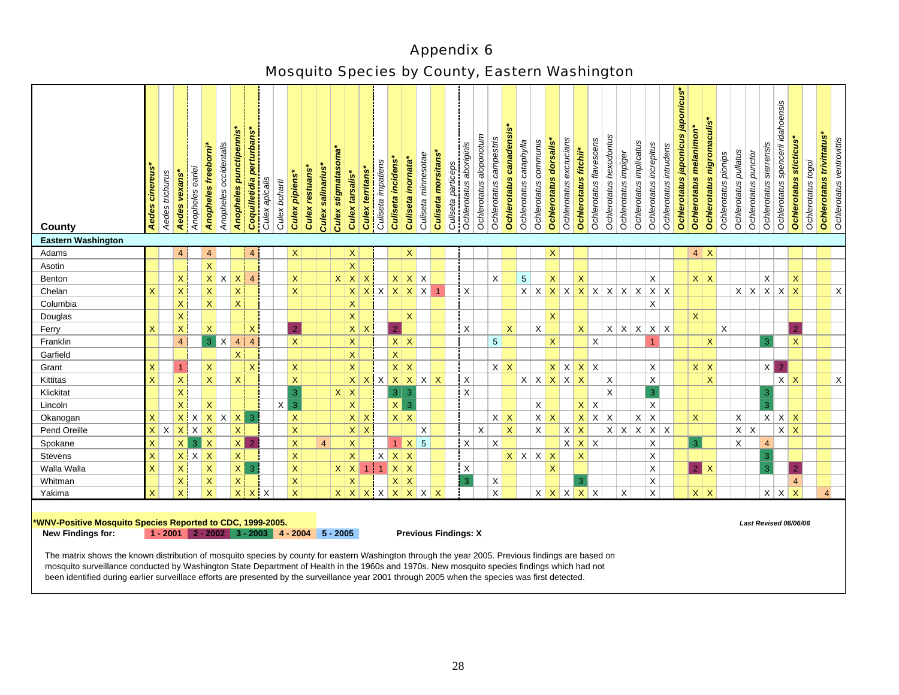# Appendix 6

## Mosquito Species by County, Eastern Washington

| County | ***Aedes cinereus**** | *Aedes trichurus* | ***Aedes vexans**** | *Anopheles earlei* | ***Anopheles freeborni**** | *Anopheles occidentalis* | ***Anopheles punctipennis**** | ***Coquillettidia perturbans**** | *Culex apicalis* | *Culex boharti* | ***Culex pipiens**** | ***Culex restuans**** | ***Culex salinarius**** | ***Culex stigmatasoma**** | ***Culex tarsalis**** | ***Culex territans**** | *Culiseta impatiens* | ***Culiseta incidens**** | ***Culiseta inornata**** | *Culiseta minnesotae* | ***Culiseta morsitans**** | *Culiseta particeps* | *Ochlerotatus aboriginis* | *Ochlerotatus aloponotum* | *Ochlerotatus campestris* | ***Ochlerotatus canadensis**** | *Ochlerotatus cataphylla* | *Ochlerotatus communis* | ***Ochlerotatus dorsalis**** | *Ochlerotatus excrucians* | ***Ochlerotatus fitchii**** | *Ochlerotatus flavescens* | *Ochlerotatus hexodontus* | *Ochlerotatus impiger* | *Ochlerotatus implicatus* | *Ochlerotatus increpitus* | *Ochlerotatus intrudens* | ***Ochlerotatus japonicus japonicus**** | ***Ochlerotatus melanimon**** | ***Ochlerotatus nigromaculis**** | *Ochlerotatus pionips* | *Ochlerotatus pullatus* | *Ochlerotatus punctor* | *Ochlerotatus sierrensis* | *Ochlerotatus spencerii idahoensis* | ***Ochlerotatus sticticus**** | *Ochlerotatus togoi* | ***Ochlerotatus trivittatus**** | *Ochlerotatus ventrovittis* |
|---|---|---|---|---|---|---|---|---|---|---|---|---|---|---|---|---|---|---|---|---|---|---|---|---|---|---|---|---|---|---|---|---|---|---|---|---|---|---|---|---|---|---|---|---|---|---|---|---|---|
| **Eastern Washington** | | | | | | | | | | | | | | | | | | | | | | | | | | | | | | | | | | | | | | | | | | | | | | | | | |
| Adams | | | 4 | | 4 | | | 4 | | | X | | | | X | | | | X | | | | | | | | | | X | | | | | | | | | | 4 | X | | | | | | | | | |
| Asotin | | | | | X | | | | | | | | | | X | | | | | | | | | | | | | | | | | | | | | | | | | | | | | | | | | | |
| Benton | | | X | | X | X | X | 4 | | | X | | | X | X | X | | X | X | X | | | | | X | | 5 | | X | | X | | | | | X | | | X | X | | | | X | | X | | | |
| Chelan | X | | X | | X | | X | | | | X | | | | X | X | X | X | X | X | 1 | | X | | | | X | X | X | X | X | X | X | X | X | X | X | | | | | X | X | X | X | X | | | X |
| Columbia | | | X | | X | | X | | | | | | | | X | | | | | | | | | | | | | | | | | | | | | X | | | | | | | | | | | | | |
| Douglas | | | X | | | | | | | | | | | | X | | | | X | | | | | | | | | | X | | | | | | | | | | X | | | | | | | | | | |
| Ferry | X | | X | | X | | | X | | | 2 | | | | X | X | | 2 | | | | | X | | | X | | X | | | X | | X | X | X | X | X | | | | X | | | | | 2 | | | |
| Franklin | | | 4 | | 3 | X | 4 | 4 | | | X | | | | X | | | X | X | | | | | | 5 | | | | X | | | X | | | | 1 | | | | X | | | | 3 | | X | | | |
| Garfield | | | | | | | X | | | | | | | | X | | | X | | | | | | | | | | | | | | | | | | | | | | | | | | | | | | | |
| Grant | X | | 1 | | X | | | X | | | X | | | | X | | | X | X | | | | | | X | X | | | X | X | X | X | | | | X | | | X | X | | | | X | 2 | | | | |
| Kittitas | X | | X | | X | | X | | | | X | | | | X | X | X | X | X | X | X | | X | | | | X | X | X | X | X | | X | | | X | | | | X | | | | | X | X | | | X |
| Klickitat | | | X | | | | | | | | 3 | | | X | X | | | 3 | 3 | | | | X | | | | | | | | | | X | | | 3 | | | | | | | | 3 | | | | | |
| Lincoln | | | X | | X | | | | | X | 3 | | | | X | | | X | 3 | | | | | | | | | X | | | X | X | | | | X | | | | | | | | 3 | | | | | |
| Okanogan | X | | X | X | X | X | X | 3 | | | X | | | | X | X | | X | X | | | | | | X | X | | X | X | | X | X | X | | X | X | | | X | | | X | | X | X | X | | | |
| Pend Oreille | X | X | X | X | X | | X | | | | X | | | | X | X | | | | X | | | | X | | X | | X | | X | X | | X | X | X | X | X | | | | | X | X | | X | X | | | |
| Spokane | X | | X | 3 | X | | X | 2 | | | X | | 4 | | X | | | 1 | X | 5 | | | X | | X | | | | | X | X | X | | | | X | | | 3 | | | X | | 4 | | | | | |
| Stevens | X | | X | X | X | | X | | | | X | | | | X | | X | X | X | | | | | | | X | X | X | X | | X | | | | | X | | | | | | | | 3 | | | | | |
| Walla Walla | X | | X | | X | | X | 3 | | | X | | | X | X | 1 | 1 | X | X | | | | X | | | | | | X | | | | | | | X | | | 2 | X | | | | 3 | | 2 | | | |
| Whitman | | | X | | X | | X | | | | X | | | | X | | | X | X | | | | 3 | | X | | | | | | 3 | | | | | X | | | | | | | | | | 4 | | | |
| Yakima | X | | X | | X | | X | X | X | | X | | | X | X | X | X | X | X | X | X | | | | X | | | X | X | X | X | X | | X | | X | | | X | X | | | | X | X | X | | 4 | |

***WNV-Positive Mosquito Species Reported to CDC, 1999-2005.**

**New Findings for:** **1 - 2001** **2 - 2002** **3 - 2003** **4 - 2004** **5 - 2005**

**Previous Findings: X**

***Last Revised 06/06/06***

The matrix shows the known distribution of mosquito species by county for eastern Washington through the year 2005. Previous findings are based on mosquito surveillance conducted by Washington State Department of Health in the 1960s and 1970s. New mosquito species findings which had not been identified during earlier surveillace efforts are presented by the surveillance year 2001 through 2005 when the species was first detected.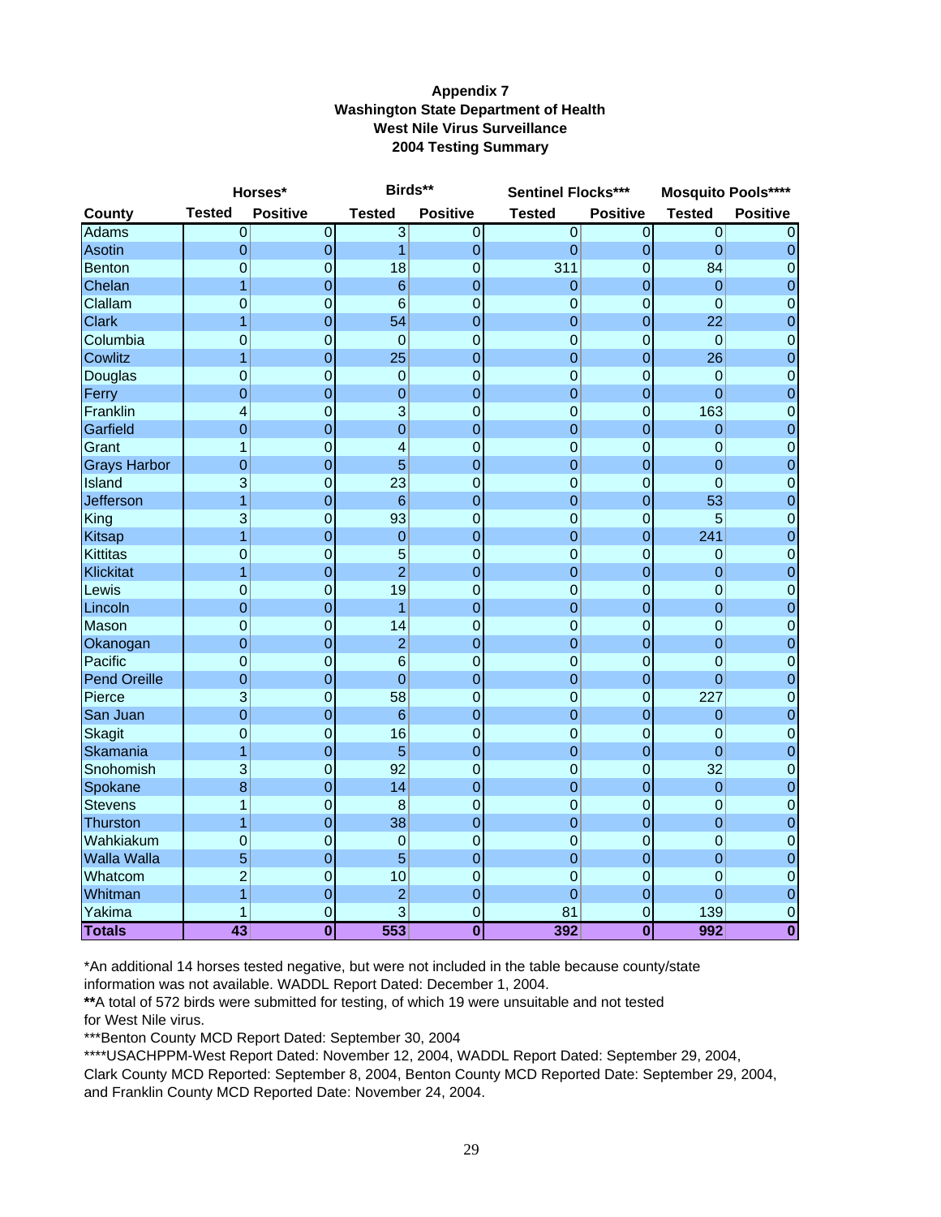**Appendix 7**
**Washington State Department of Health**
**West Nile Virus Surveillance**
**2004 Testing Summary**

| | Horses* | | Birds** | | Sentinel Flocks*** | | Mosquito Pools**** | |
|---|---|---|---|---|---|---|---|---|
| **County** | **Tested** | **Positive** | **Tested** | **Positive** | **Tested** | **Positive** | **Tested** | **Positive** |
| Adams | 0 | 0 | 3 | 0 | 0 | 0 | 0 | 0 |
| Asotin | 0 | 0 | 1 | 0 | 0 | 0 | 0 | 0 |
| Benton | 0 | 0 | 18 | 0 | 311 | 0 | 84 | 0 |
| Chelan | 1 | 0 | 6 | 0 | 0 | 0 | 0 | 0 |
| Clallam | 0 | 0 | 6 | 0 | 0 | 0 | 0 | 0 |
| Clark | 1 | 0 | 54 | 0 | 0 | 0 | 22 | 0 |
| Columbia | 0 | 0 | 0 | 0 | 0 | 0 | 0 | 0 |
| Cowlitz | 1 | 0 | 25 | 0 | 0 | 0 | 26 | 0 |
| Douglas | 0 | 0 | 0 | 0 | 0 | 0 | 0 | 0 |
| Ferry | 0 | 0 | 0 | 0 | 0 | 0 | 0 | 0 |
| Franklin | 4 | 0 | 3 | 0 | 0 | 0 | 163 | 0 |
| Garfield | 0 | 0 | 0 | 0 | 0 | 0 | 0 | 0 |
| Grant | 1 | 0 | 4 | 0 | 0 | 0 | 0 | 0 |
| Grays Harbor | 0 | 0 | 5 | 0 | 0 | 0 | 0 | 0 |
| Island | 3 | 0 | 23 | 0 | 0 | 0 | 0 | 0 |
| Jefferson | 1 | 0 | 6 | 0 | 0 | 0 | 53 | 0 |
| King | 3 | 0 | 93 | 0 | 0 | 0 | 5 | 0 |
| Kitsap | 1 | 0 | 0 | 0 | 0 | 0 | 241 | 0 |
| Kittitas | 0 | 0 | 5 | 0 | 0 | 0 | 0 | 0 |
| Klickitat | 1 | 0 | 2 | 0 | 0 | 0 | 0 | 0 |
| Lewis | 0 | 0 | 19 | 0 | 0 | 0 | 0 | 0 |
| Lincoln | 0 | 0 | 1 | 0 | 0 | 0 | 0 | 0 |
| Mason | 0 | 0 | 14 | 0 | 0 | 0 | 0 | 0 |
| Okanogan | 0 | 0 | 2 | 0 | 0 | 0 | 0 | 0 |
| Pacific | 0 | 0 | 6 | 0 | 0 | 0 | 0 | 0 |
| Pend Oreille | 0 | 0 | 0 | 0 | 0 | 0 | 0 | 0 |
| Pierce | 3 | 0 | 58 | 0 | 0 | 0 | 227 | 0 |
| San Juan | 0 | 0 | 6 | 0 | 0 | 0 | 0 | 0 |
| Skagit | 0 | 0 | 16 | 0 | 0 | 0 | 0 | 0 |
| Skamania | 1 | 0 | 5 | 0 | 0 | 0 | 0 | 0 |
| Snohomish | 3 | 0 | 92 | 0 | 0 | 0 | 32 | 0 |
| Spokane | 8 | 0 | 14 | 0 | 0 | 0 | 0 | 0 |
| Stevens | 1 | 0 | 8 | 0 | 0 | 0 | 0 | 0 |
| Thurston | 1 | 0 | 38 | 0 | 0 | 0 | 0 | 0 |
| Wahkiakum | 0 | 0 | 0 | 0 | 0 | 0 | 0 | 0 |
| Walla Walla | 5 | 0 | 5 | 0 | 0 | 0 | 0 | 0 |
| Whatcom | 2 | 0 | 10 | 0 | 0 | 0 | 0 | 0 |
| Whitman | 1 | 0 | 2 | 0 | 0 | 0 | 0 | 0 |
| Yakima | 1 | 0 | 3 | 0 | 81 | 0 | 139 | 0 |
| **Totals** | **43** | **0** | **553** | **0** | **392** | **0** | **992** | **0** |

*An additional 14 horses tested negative, but were not included in the table because county/state information was not available. WADDL Report Dated: December 1, 2004.

**A total of 572 birds were submitted for testing, of which 19 were unsuitable and not tested for West Nile virus.

***Benton County MCD Report Dated: September 30, 2004

****USACHPPM-West Report Dated: November 12, 2004, WADDL Report Dated: September 29, 2004, Clark County MCD Reported: September 8, 2004, Benton County MCD Reported Date: September 29, 2004, and Franklin County MCD Reported Date: November 24, 2004.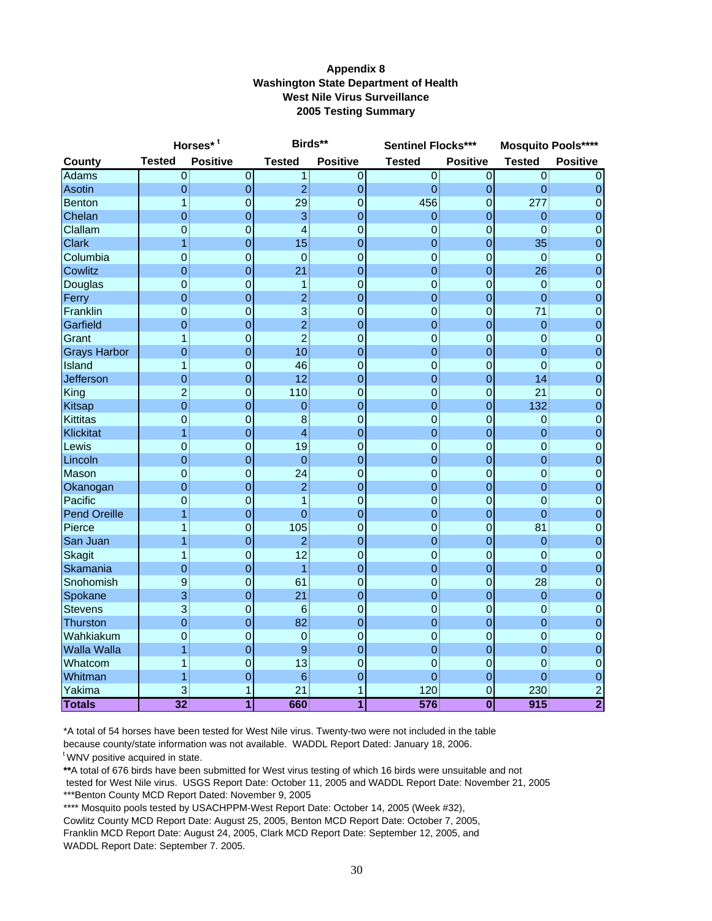**Appendix 8**
**Washington State Department of Health**
**West Nile Virus Surveillance**
**2005 Testing Summary**

| | Horses* [t] | | Birds** | | Sentinel Flocks*** | | Mosquito Pools**** | |
|---|---|---|---|---|---|---|---|---|
| **County** | **Tested** | **Positive** | **Tested** | **Positive** | **Tested** | **Positive** | **Tested** | **Positive** |
| Adams | 0 | 0 | 1 | 0 | 0 | 0 | 0 | 0 |
| Asotin | 0 | 0 | 2 | 0 | 0 | 0 | 0 | 0 |
| Benton | 1 | 0 | 29 | 0 | 456 | 0 | 277 | 0 |
| Chelan | 0 | 0 | 3 | 0 | 0 | 0 | 0 | 0 |
| Clallam | 0 | 0 | 4 | 0 | 0 | 0 | 0 | 0 |
| Clark | 1 | 0 | 15 | 0 | 0 | 0 | 35 | 0 |
| Columbia | 0 | 0 | 0 | 0 | 0 | 0 | 0 | 0 |
| Cowlitz | 0 | 0 | 21 | 0 | 0 | 0 | 26 | 0 |
| Douglas | 0 | 0 | 1 | 0 | 0 | 0 | 0 | 0 |
| Ferry | 0 | 0 | 2 | 0 | 0 | 0 | 0 | 0 |
| Franklin | 0 | 0 | 3 | 0 | 0 | 0 | 71 | 0 |
| Garfield | 0 | 0 | 2 | 0 | 0 | 0 | 0 | 0 |
| Grant | 1 | 0 | 2 | 0 | 0 | 0 | 0 | 0 |
| Grays Harbor | 0 | 0 | 10 | 0 | 0 | 0 | 0 | 0 |
| Island | 1 | 0 | 46 | 0 | 0 | 0 | 0 | 0 |
| Jefferson | 0 | 0 | 12 | 0 | 0 | 0 | 14 | 0 |
| King | 2 | 0 | 110 | 0 | 0 | 0 | 21 | 0 |
| Kitsap | 0 | 0 | 0 | 0 | 0 | 0 | 132 | 0 |
| Kittitas | 0 | 0 | 8 | 0 | 0 | 0 | 0 | 0 |
| Klickitat | 1 | 0 | 4 | 0 | 0 | 0 | 0 | 0 |
| Lewis | 0 | 0 | 19 | 0 | 0 | 0 | 0 | 0 |
| Lincoln | 0 | 0 | 0 | 0 | 0 | 0 | 0 | 0 |
| Mason | 0 | 0 | 24 | 0 | 0 | 0 | 0 | 0 |
| Okanogan | 0 | 0 | 2 | 0 | 0 | 0 | 0 | 0 |
| Pacific | 0 | 0 | 1 | 0 | 0 | 0 | 0 | 0 |
| Pend Oreille | 1 | 0 | 0 | 0 | 0 | 0 | 0 | 0 |
| Pierce | 1 | 0 | 105 | 0 | 0 | 0 | 81 | 0 |
| San Juan | 1 | 0 | 2 | 0 | 0 | 0 | 0 | 0 |
| Skagit | 1 | 0 | 12 | 0 | 0 | 0 | 0 | 0 |
| Skamania | 0 | 0 | 1 | 0 | 0 | 0 | 0 | 0 |
| Snohomish | 9 | 0 | 61 | 0 | 0 | 0 | 28 | 0 |
| Spokane | 3 | 0 | 21 | 0 | 0 | 0 | 0 | 0 |
| Stevens | 3 | 0 | 6 | 0 | 0 | 0 | 0 | 0 |
| Thurston | 0 | 0 | 82 | 0 | 0 | 0 | 0 | 0 |
| Wahkiakum | 0 | 0 | 0 | 0 | 0 | 0 | 0 | 0 |
| Walla Walla | 1 | 0 | 9 | 0 | 0 | 0 | 0 | 0 |
| Whatcom | 1 | 0 | 13 | 0 | 0 | 0 | 0 | 0 |
| Whitman | 1 | 0 | 6 | 0 | 0 | 0 | 0 | 0 |
| Yakima | 3 | 1 | 21 | 1 | 120 | 0 | 230 | 2 |
| **Totals** | **32** | **1** | **660** | **1** | **576** | **0** | **915** | **2** |

*A total of 54 horses have been tested for West Nile virus. Twenty-two were not included in the table because county/state information was not available. WADDL Report Dated: January 18, 2006.

[t] WNV positive acquired in state.

**A total of 676 birds have been submitted for West virus testing of which 16 birds were unsuitable and not tested for West Nile virus. USGS Report Date: October 11, 2005 and WADDL Report Date: November 21, 2005

***Benton County MCD Report Dated: November 9, 2005

**** Mosquito pools tested by USACHPPM-West Report Date: October 14, 2005 (Week #32), Cowlitz County MCD Report Date: August 25, 2005, Benton MCD Report Date: October 7, 2005, Franklin MCD Report Date: August 24, 2005, Clark MCD Report Date: September 12, 2005, and WADDL Report Date: September 7. 2005.